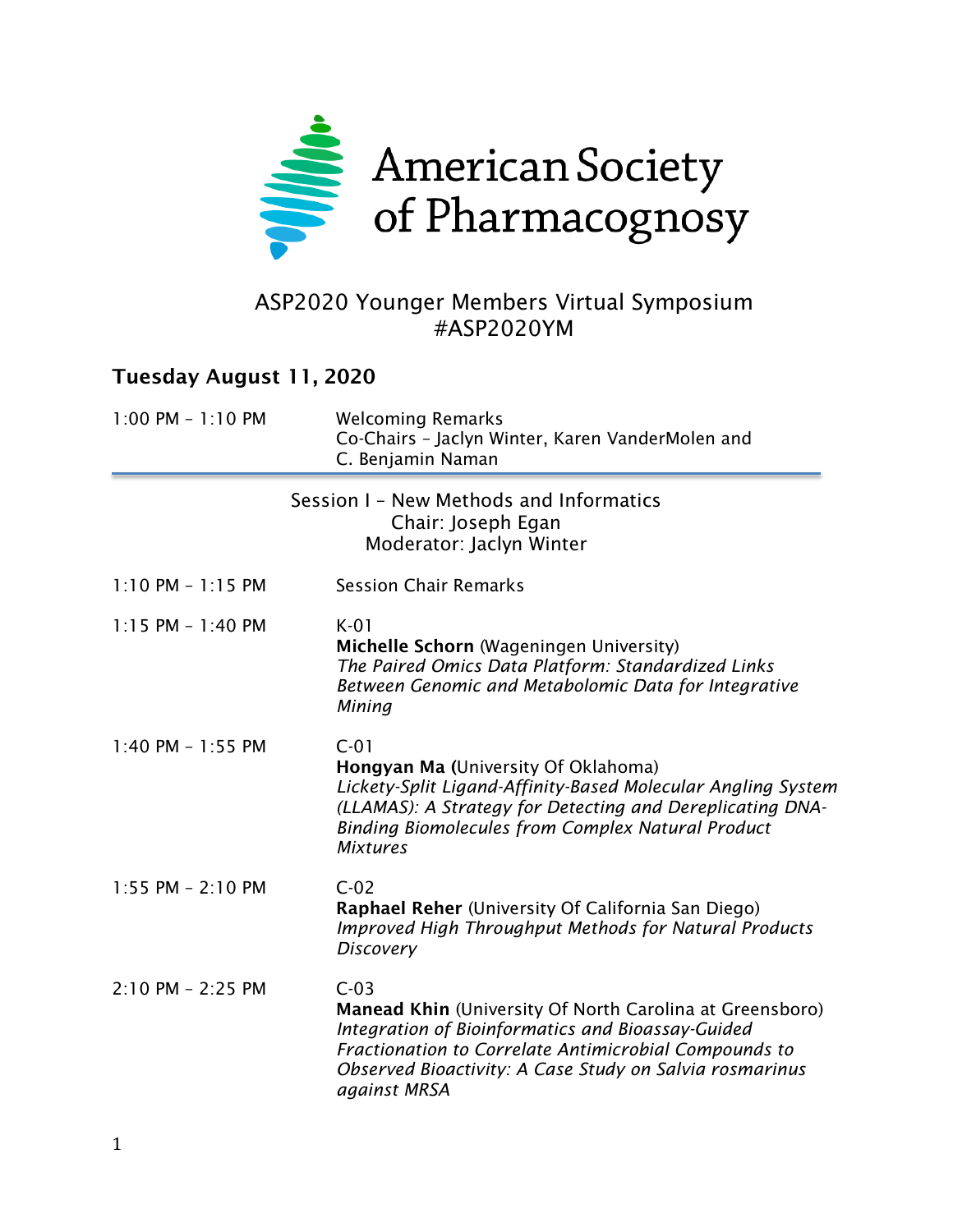# American Society of Pharmacognosy

ASP2020 Younger Members Virtual Symposium
#ASP2020YM

## Tuesday August 11, 2020

1:00 PM – 1:10 PM — Welcoming Remarks
Co-Chairs – Jaclyn Winter, Karen VanderMolen and C. Benjamin Naman

---

### Session I – New Methods and Informatics
Chair: Joseph Egan
Moderator: Jaclyn Winter

1:10 PM – 1:15 PM — Session Chair Remarks

1:15 PM – 1:40 PM — K-01
**Michelle Schorn** (Wageningen University)
*The Paired Omics Data Platform: Standardized Links Between Genomic and Metabolomic Data for Integrative Mining*

1:40 PM – 1:55 PM — C-01
**Hongyan Ma (**University Of Oklahoma)
*Lickety-Split Ligand-Affinity-Based Molecular Angling System (LLAMAS): A Strategy for Detecting and Dereplicating DNA-Binding Biomolecules from Complex Natural Product Mixtures*

1:55 PM – 2:10 PM — C-02
**Raphael Reher** (University Of California San Diego)
*Improved High Throughput Methods for Natural Products Discovery*

2:10 PM – 2:25 PM — C-03
**Manead Khin** (University Of North Carolina at Greensboro)
*Integration of Bioinformatics and Bioassay-Guided Fractionation to Correlate Antimicrobial Compounds to Observed Bioactivity: A Case Study on Salvia rosmarinus against MRSA*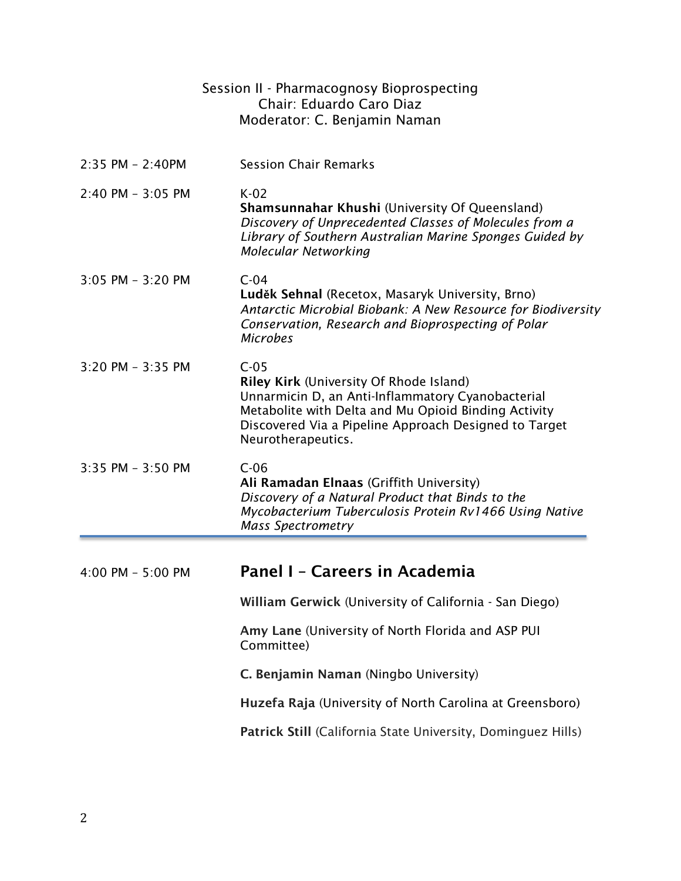## Session II - Pharmacognosy Bioprospecting
Chair: Eduardo Caro Diaz
Moderator: C. Benjamin Naman

| | |
|---|---|
| 2:35 PM – 2:40PM | Session Chair Remarks |
| 2:40 PM – 3:05 PM | K-02<br>**Shamsunnahar Khushi** (University Of Queensland)<br>*Discovery of Unprecedented Classes of Molecules from a Library of Southern Australian Marine Sponges Guided by Molecular Networking* |
| 3:05 PM – 3:20 PM | C-04<br>**Luděk Sehnal** (Recetox, Masaryk University, Brno)<br>*Antarctic Microbial Biobank: A New Resource for Biodiversity Conservation, Research and Bioprospecting of Polar Microbes* |
| 3:20 PM – 3:35 PM | C-05<br>**Riley Kirk** (University Of Rhode Island)<br>Unnarmicin D, an Anti-Inflammatory Cyanobacterial Metabolite with Delta and Mu Opioid Binding Activity Discovered Via a Pipeline Approach Designed to Target Neurotherapeutics. |
| 3:35 PM – 3:50 PM | C-06<br>**Ali Ramadan Elnaas** (Griffith University)<br>*Discovery of a Natural Product that Binds to the Mycobacterium Tuberculosis Protein Rv1466 Using Native Mass Spectrometry* |

---

4:00 PM – 5:00 PM

## Panel I – Careers in Academia

**William Gerwick** (University of California - San Diego)

**Amy Lane** (University of North Florida and ASP PUI Committee)

**C. Benjamin Naman** (Ningbo University)

**Huzefa Raja** (University of North Carolina at Greensboro)

**Patrick Still** (California State University, Dominguez Hills)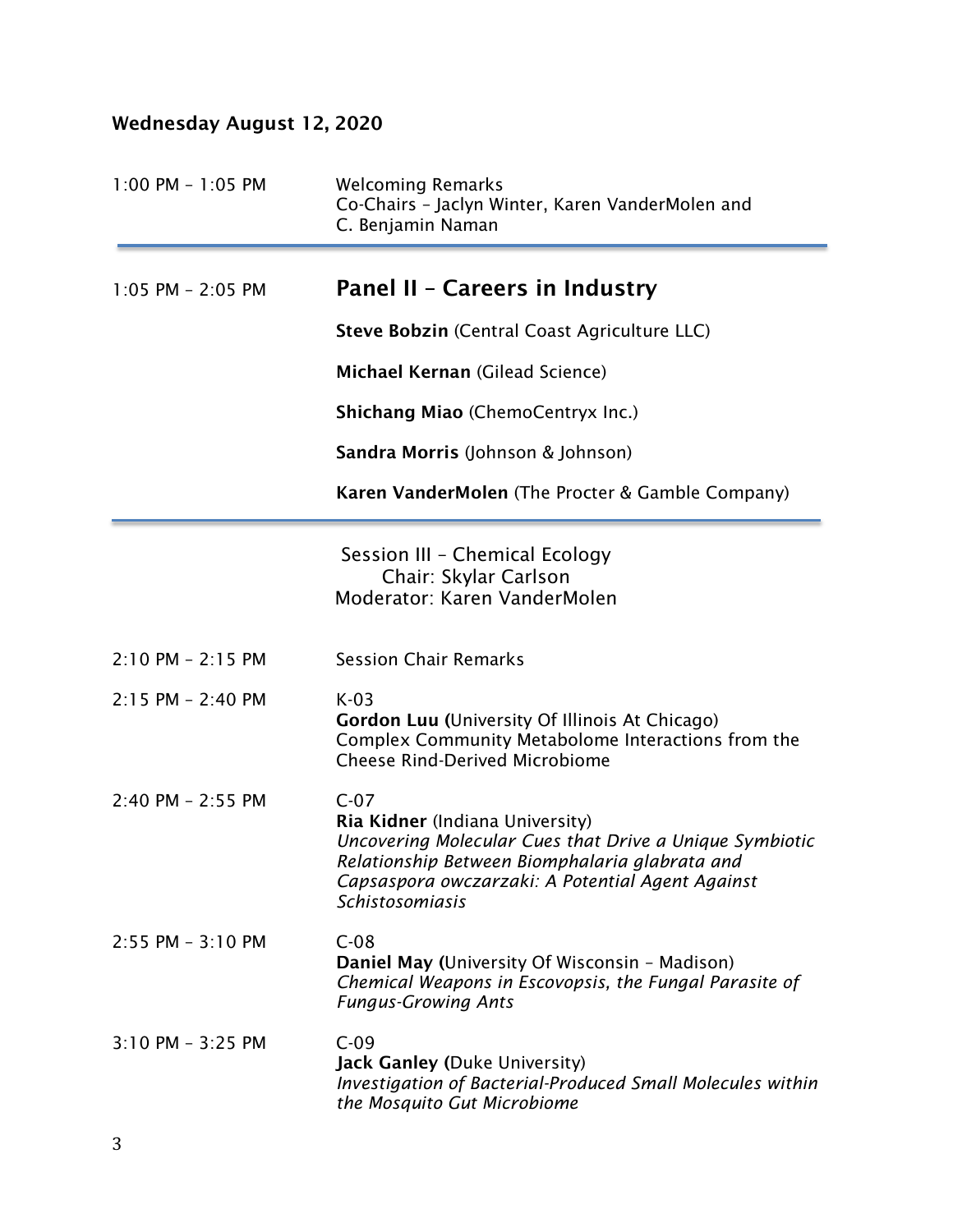## Wednesday August 12, 2020

1:00 PM – 1:05 PM Welcoming Remarks
Co-Chairs – Jaclyn Winter, Karen VanderMolen and C. Benjamin Naman

---

1:05 PM – 2:05 PM

### Panel II – Careers in Industry

**Steve Bobzin** (Central Coast Agriculture LLC)

**Michael Kernan** (Gilead Science)

**Shichang Miao** (ChemoCentryx Inc.)

**Sandra Morris** (Johnson & Johnson)

**Karen VanderMolen** (The Procter & Gamble Company)

---

Session III – Chemical Ecology
Chair: Skylar Carlson
Moderator: Karen VanderMolen

2:10 PM – 2:15 PM Session Chair Remarks

2:15 PM – 2:40 PM K-03
**Gordon Luu** (University Of Illinois At Chicago)
Complex Community Metabolome Interactions from the Cheese Rind-Derived Microbiome

2:40 PM – 2:55 PM C-07
**Ria Kidner** (Indiana University)
*Uncovering Molecular Cues that Drive a Unique Symbiotic Relationship Between Biomphalaria glabrata and Capsaspora owczarzaki: A Potential Agent Against Schistosomiasis*

2:55 PM – 3:10 PM C-08
**Daniel May** (University Of Wisconsin – Madison)
*Chemical Weapons in Escovopsis, the Fungal Parasite of Fungus-Growing Ants*

3:10 PM – 3:25 PM C-09
**Jack Ganley** (Duke University)
*Investigation of Bacterial-Produced Small Molecules within the Mosquito Gut Microbiome*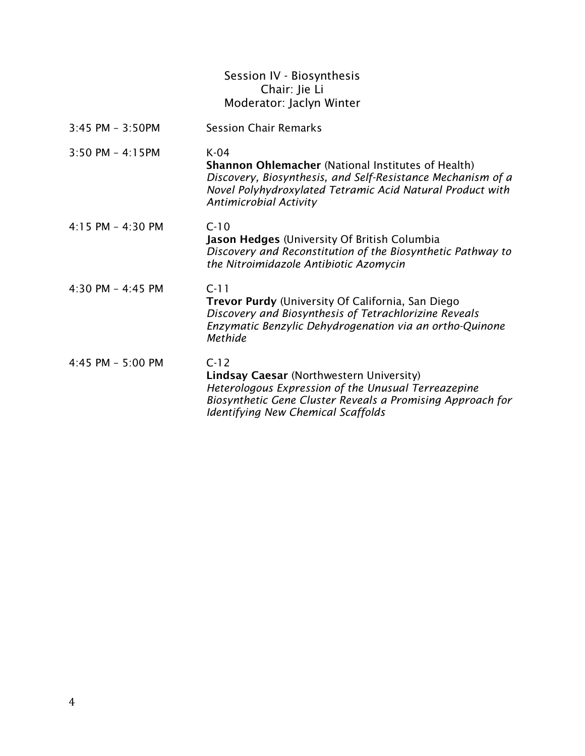## Session IV - Biosynthesis

Chair: Jie Li

Moderator: Jaclyn Winter

| | |
|---|---|
| 3:45 PM – 3:50PM | Session Chair Remarks |
| 3:50 PM – 4:15PM | K-04<br>**Shannon Ohlemacher** (National Institutes of Health)<br>*Discovery, Biosynthesis, and Self-Resistance Mechanism of a Novel Polyhydroxylated Tetramic Acid Natural Product with Antimicrobial Activity* |
| 4:15 PM – 4:30 PM | C-10<br>**Jason Hedges** (University Of British Columbia<br>*Discovery and Reconstitution of the Biosynthetic Pathway to the Nitroimidazole Antibiotic Azomycin* |
| 4:30 PM – 4:45 PM | C-11<br>**Trevor Purdy** (University Of California, San Diego<br>*Discovery and Biosynthesis of Tetrachlorizine Reveals Enzymatic Benzylic Dehydrogenation via an ortho-Quinone Methide* |
| 4:45 PM – 5:00 PM | C-12<br>**Lindsay Caesar** (Northwestern University)<br>*Heterologous Expression of the Unusual Terreazepine Biosynthetic Gene Cluster Reveals a Promising Approach for Identifying New Chemical Scaffolds* |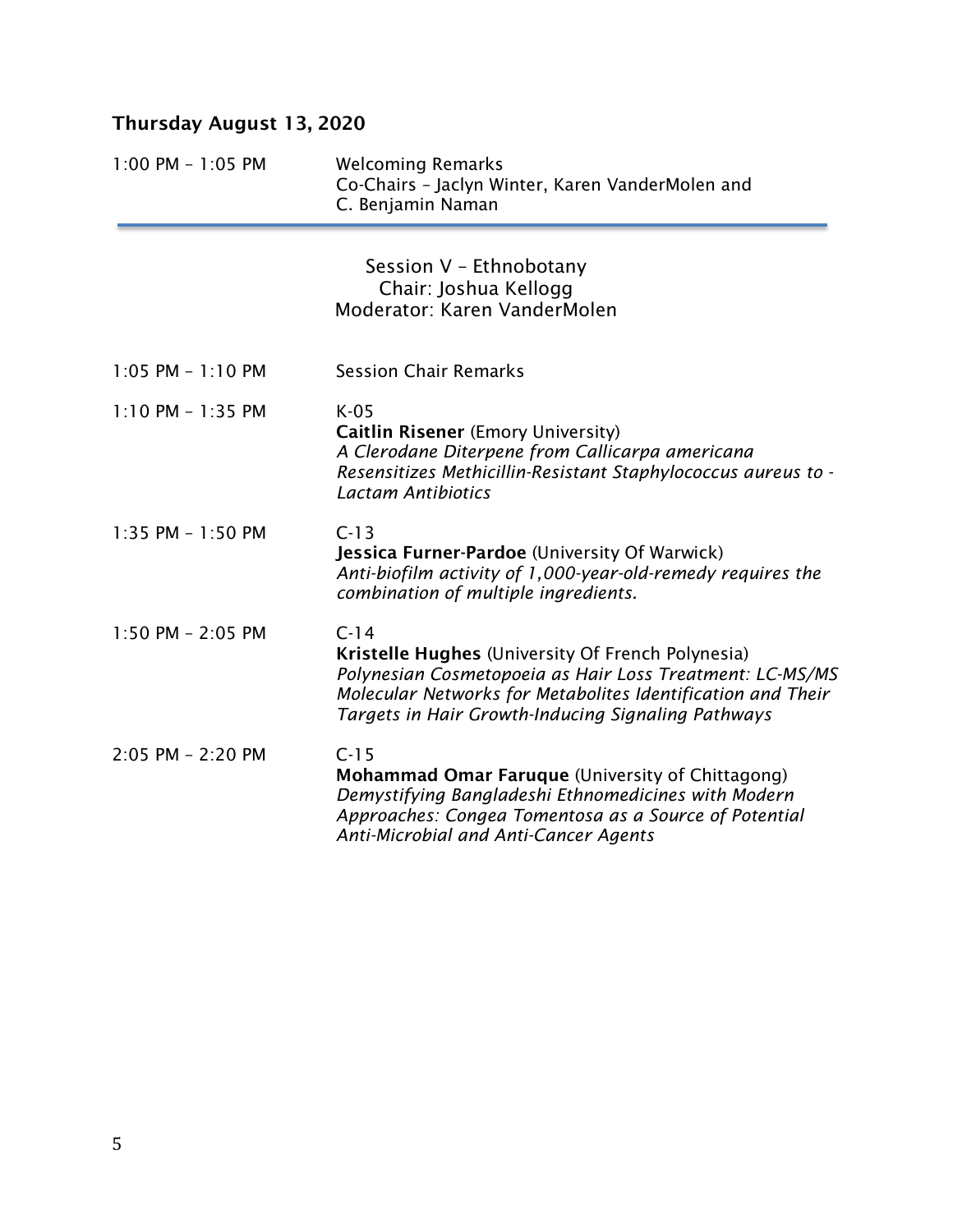## Thursday August 13, 2020

1:00 PM – 1:05 PM Welcoming Remarks
Co-Chairs – Jaclyn Winter, Karen VanderMolen and C. Benjamin Naman

---

Session V – Ethnobotany
Chair: Joshua Kellogg
Moderator: Karen VanderMolen

1:05 PM – 1:10 PM Session Chair Remarks

1:10 PM – 1:35 PM K-05
**Caitlin Risener** (Emory University)
*A Clerodane Diterpene from Callicarpa americana Resensitizes Methicillin-Resistant Staphylococcus aureus to -Lactam Antibiotics*

1:35 PM – 1:50 PM C-13
**Jessica Furner-Pardoe** (University Of Warwick)
*Anti-biofilm activity of 1,000-year-old-remedy requires the combination of multiple ingredients.*

1:50 PM – 2:05 PM C-14
**Kristelle Hughes** (University Of French Polynesia)
*Polynesian Cosmetopoeia as Hair Loss Treatment: LC-MS/MS Molecular Networks for Metabolites Identification and Their Targets in Hair Growth-Inducing Signaling Pathways*

2:05 PM – 2:20 PM C-15
**Mohammad Omar Faruque** (University of Chittagong)
*Demystifying Bangladeshi Ethnomedicines with Modern Approaches: Congea Tomentosa as a Source of Potential Anti-Microbial and Anti-Cancer Agents*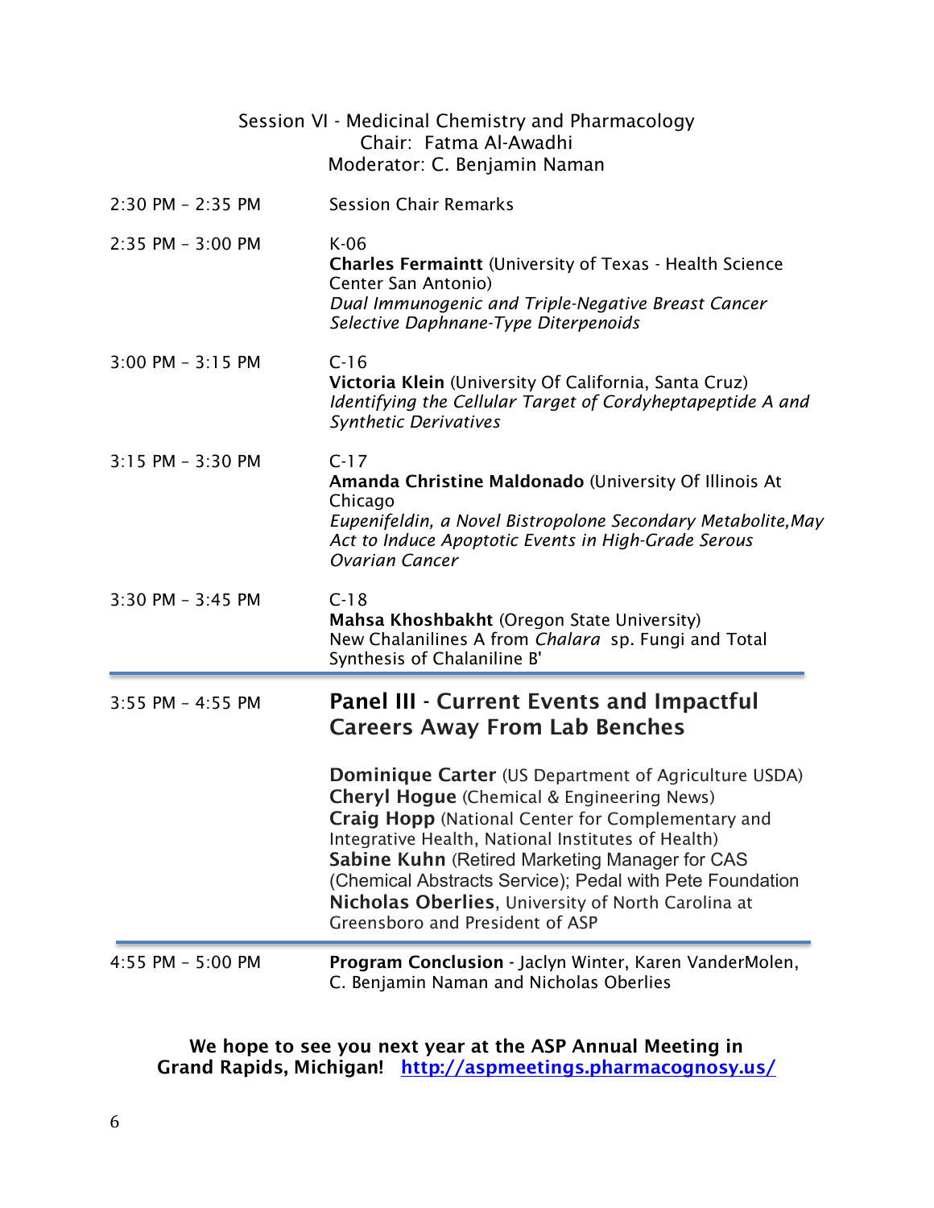## Session VI - Medicinal Chemistry and Pharmacology

Chair: Fatma Al-Awadhi

Moderator: C. Benjamin Naman

2:30 PM – 2:35 PM Session Chair Remarks

2:35 PM – 3:00 PM K-06
**Charles Fermaintt** (University of Texas - Health Science Center San Antonio)
*Dual Immunogenic and Triple-Negative Breast Cancer Selective Daphnane-Type Diterpenoids*

3:00 PM – 3:15 PM C-16
**Victoria Klein** (University Of California, Santa Cruz)
*Identifying the Cellular Target of Cordyheptapeptide A and Synthetic Derivatives*

3:15 PM – 3:30 PM C-17
**Amanda Christine Maldonado** (University Of Illinois At Chicago
*Eupenifeldin, a Novel Bistropolone Secondary Metabolite,May Act to Induce Apoptotic Events in High-Grade Serous Ovarian Cancer*

3:30 PM – 3:45 PM C-18
**Mahsa Khoshbakht** (Oregon State University)
New Chalanilines A from *Chalara* sp. Fungi and Total Synthesis of Chalaniline B'

---

3:55 PM – 4:55 PM **Panel III - Current Events and Impactful Careers Away From Lab Benches**

**Dominique Carter** (US Department of Agriculture USDA)
**Cheryl Hogue** (Chemical & Engineering News)
**Craig Hopp** (National Center for Complementary and Integrative Health, National Institutes of Health)
**Sabine Kuhn** (Retired Marketing Manager for CAS (Chemical Abstracts Service); Pedal with Pete Foundation
**Nicholas Oberlies**, University of North Carolina at Greensboro and President of ASP

---

4:55 PM – 5:00 PM **Program Conclusion** - Jaclyn Winter, Karen VanderMolen, C. Benjamin Naman and Nicholas Oberlies

**We hope to see you next year at the ASP Annual Meeting in Grand Rapids, Michigan!** [http://aspmeetings.pharmacognosy.us/](http://aspmeetings.pharmacognosy.us/)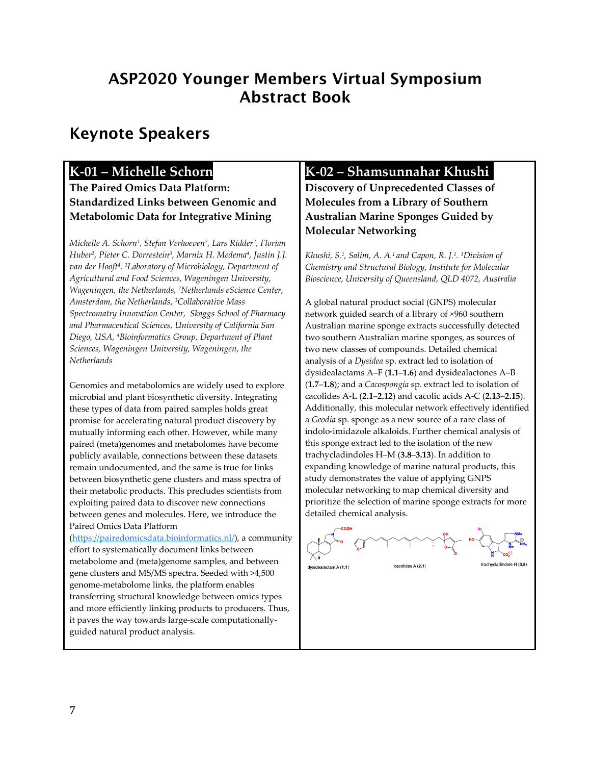# ASP2020 Younger Members Virtual Symposium Abstract Book

## Keynote Speakers

### K-01 – Michelle Schorn

**The Paired Omics Data Platform: Standardized Links between Genomic and Metabolomic Data for Integrative Mining**

*Michelle A. Schorn[1], Stefan Verhoeven[2], Lars Ridder[2], Florian Huber[2], Pieter C. Dorrestein[3], Marnix H. Medema[4], Justin J.J. van der Hooft[4]. [1]Laboratory of Microbiology, Department of Agricultural and Food Sciences, Wageningen University, Wageningen, the Netherlands, [2]Netherlands eScience Center, Amsterdam, the Netherlands, [3]Collaborative Mass Spectromatry Innovation Center, Skaggs School of Pharmacy and Pharmaceutical Sciences, University of California San Diego, USA, [4]Bioinformatics Group, Department of Plant Sciences, Wageningen University, Wageningen, the Netherlands*

Genomics and metabolomics are widely used to explore microbial and plant biosynthetic diversity. Integrating these types of data from paired samples holds great promise for accelerating natural product discovery by mutually informing each other. However, while many paired (meta)genomes and metabolomes have become publicly available, connections between these datasets remain undocumented, and the same is true for links between biosynthetic gene clusters and mass spectra of their metabolic products. This precludes scientists from exploiting paired data to discover new connections between genes and molecules. Here, we introduce the Paired Omics Data Platform (https://pairedomicsdata.bioinformatics.nl/), a community effort to systematically document links between metabolome and (meta)genome samples, and between gene clusters and MS/MS spectra. Seeded with >4,500 genome-metabolome links, the platform enables transferring structural knowledge between omics types and more efficiently linking products to producers. Thus, it paves the way towards large-scale computationally-guided natural product analysis.

### K-02 – Shamsunnahar Khushi

**Discovery of Unprecedented Classes of Molecules from a Library of Southern Australian Marine Sponges Guided by Molecular Networking**

*Khushi, S.[1], Salim, A. A.[1] and Capon, R. J.[1]. [1]Division of Chemistry and Structural Biology, Institute for Molecular Bioscience, University of Queensland, QLD 4072, Australia*

A global natural product social (GNPS) molecular network guided search of a library of ×960 southern Australian marine sponge extracts successfully detected two southern Australian marine sponges, as sources of two new classes of compounds. Detailed chemical analysis of a *Dysidea* sp. extract led to isolation of dysidealactams A–F (**1.1**–**1.6**) and dysidealactones A–B (**1.7**–**1.8**); and a *Cacospongia* sp. extract led to isolation of cacolides A-L (**2.1**–**2.12**) and cacolic acids A-C (**2.13**–**2.15**). Additionally, this molecular network effectively identified a *Geodia* sp. sponge as a new source of a rare class of indolo-imidazole alkaloids. Further chemical analysis of this sponge extract led to the isolation of the new trachycladindoles H–M (**3.8**–**3.13**). In addition to expanding knowledge of marine natural products, this study demonstrates the value of applying GNPS molecular networking to map chemical diversity and prioritize the selection of marine sponge extracts for more detailed chemical analysis.

dysidealactam A (1.1) cacolides A (2.1) trachycladindole H (3.8)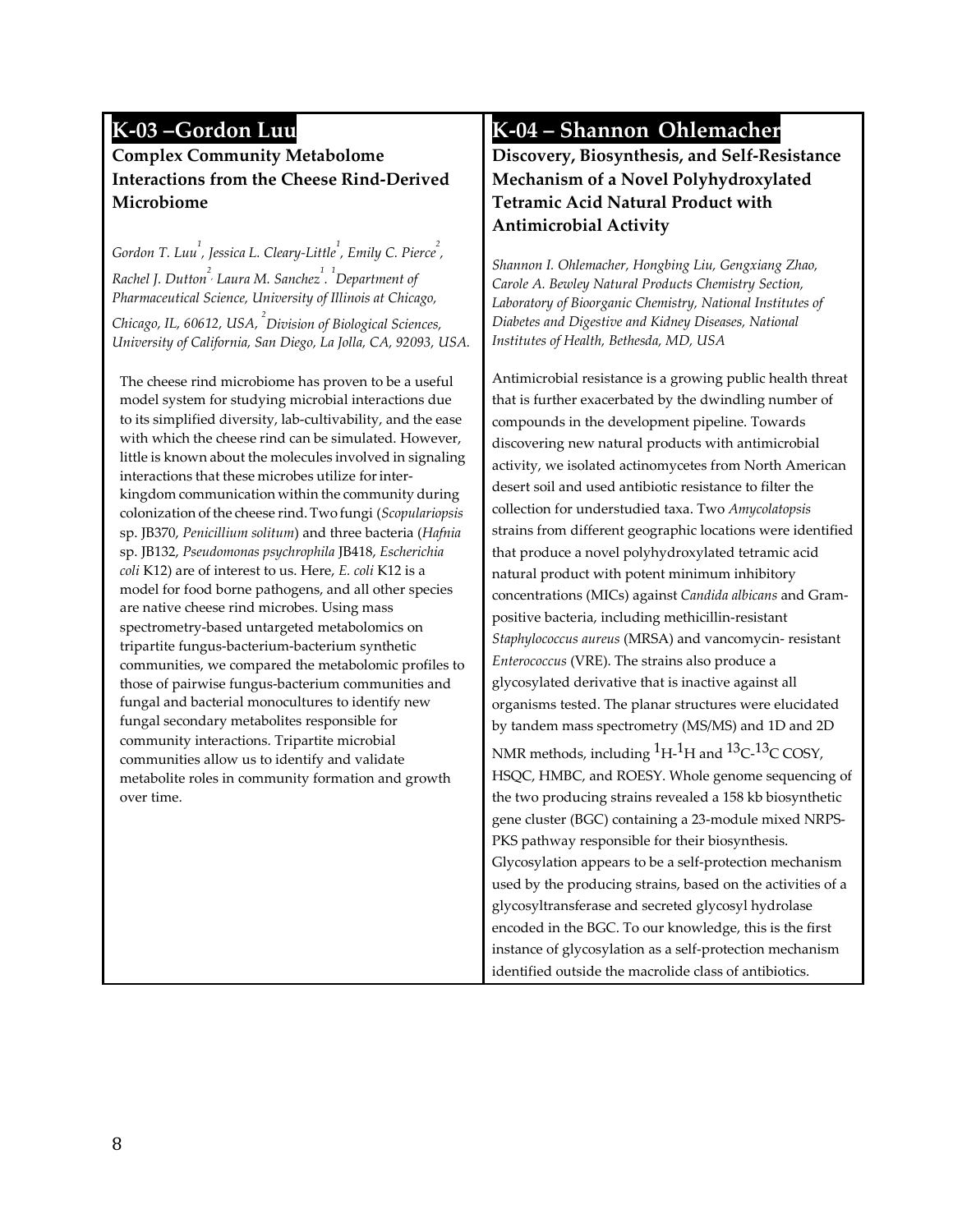## K-03 –Gordon Luu

### Complex Community Metabolome Interactions from the Cheese Rind-Derived Microbiome

*Gordon T. Luu[1], Jessica L. Cleary-Little[1], Emily C. Pierce[2], Rachel J. Dutton[2], Laura M. Sanchez[1]. [1]Department of Pharmaceutical Science, University of Illinois at Chicago, Chicago, IL, 60612, USA, [2]Division of Biological Sciences, University of California, San Diego, La Jolla, CA, 92093, USA.*

The cheese rind microbiome has proven to be a useful model system for studying microbial interactions due to its simplified diversity, lab-cultivability, and the ease with which the cheese rind can be simulated. However, little is known about the molecules involved in signaling interactions that these microbes utilize for inter-kingdom communication within the community during colonization of the cheese rind. Two fungi (*Scopulariopsis* sp. JB370, *Penicillium solitum*) and three bacteria (*Hafnia* sp. JB132, *Pseudomonas psychrophila* JB418, *Escherichia coli* K12) are of interest to us. Here, *E. coli* K12 is a model for food borne pathogens, and all other species are native cheese rind microbes. Using mass spectrometry-based untargeted metabolomics on tripartite fungus-bacterium-bacterium synthetic communities, we compared the metabolomic profiles to those of pairwise fungus-bacterium communities and fungal and bacterial monocultures to identify new fungal secondary metabolites responsible for community interactions. Tripartite microbial communities allow us to identify and validate metabolite roles in community formation and growth over time.

## K-04 – Shannon Ohlemacher

### Discovery, Biosynthesis, and Self-Resistance Mechanism of a Novel Polyhydroxylated Tetramic Acid Natural Product with Antimicrobial Activity

*Shannon I. Ohlemacher, Hongbing Liu, Gengxiang Zhao, Carole A. Bewley Natural Products Chemistry Section, Laboratory of Bioorganic Chemistry, National Institutes of Diabetes and Digestive and Kidney Diseases, National Institutes of Health, Bethesda, MD, USA*

Antimicrobial resistance is a growing public health threat that is further exacerbated by the dwindling number of compounds in the development pipeline. Towards discovering new natural products with antimicrobial activity, we isolated actinomycetes from North American desert soil and used antibiotic resistance to filter the collection for understudied taxa. Two *Amycolatopsis* strains from different geographic locations were identified that produce a novel polyhydroxylated tetramic acid natural product with potent minimum inhibitory concentrations (MICs) against *Candida albicans* and Gram-positive bacteria, including methicillin-resistant *Staphylococcus aureus* (MRSA) and vancomycin- resistant *Enterococcus* (VRE). The strains also produce a glycosylated derivative that is inactive against all organisms tested. The planar structures were elucidated by tandem mass spectrometry (MS/MS) and 1D and 2D NMR methods, including $^{1}H$-$^{1}H$ and $^{13}C$-$^{13}C$ COSY, HSQC, HMBC, and ROESY. Whole genome sequencing of the two producing strains revealed a 158 kb biosynthetic gene cluster (BGC) containing a 23-module mixed NRPS-PKS pathway responsible for their biosynthesis. Glycosylation appears to be a self-protection mechanism used by the producing strains, based on the activities of a glycosyltransferase and secreted glycosyl hydrolase encoded in the BGC. To our knowledge, this is the first instance of glycosylation as a self-protection mechanism identified outside the macrolide class of antibiotics.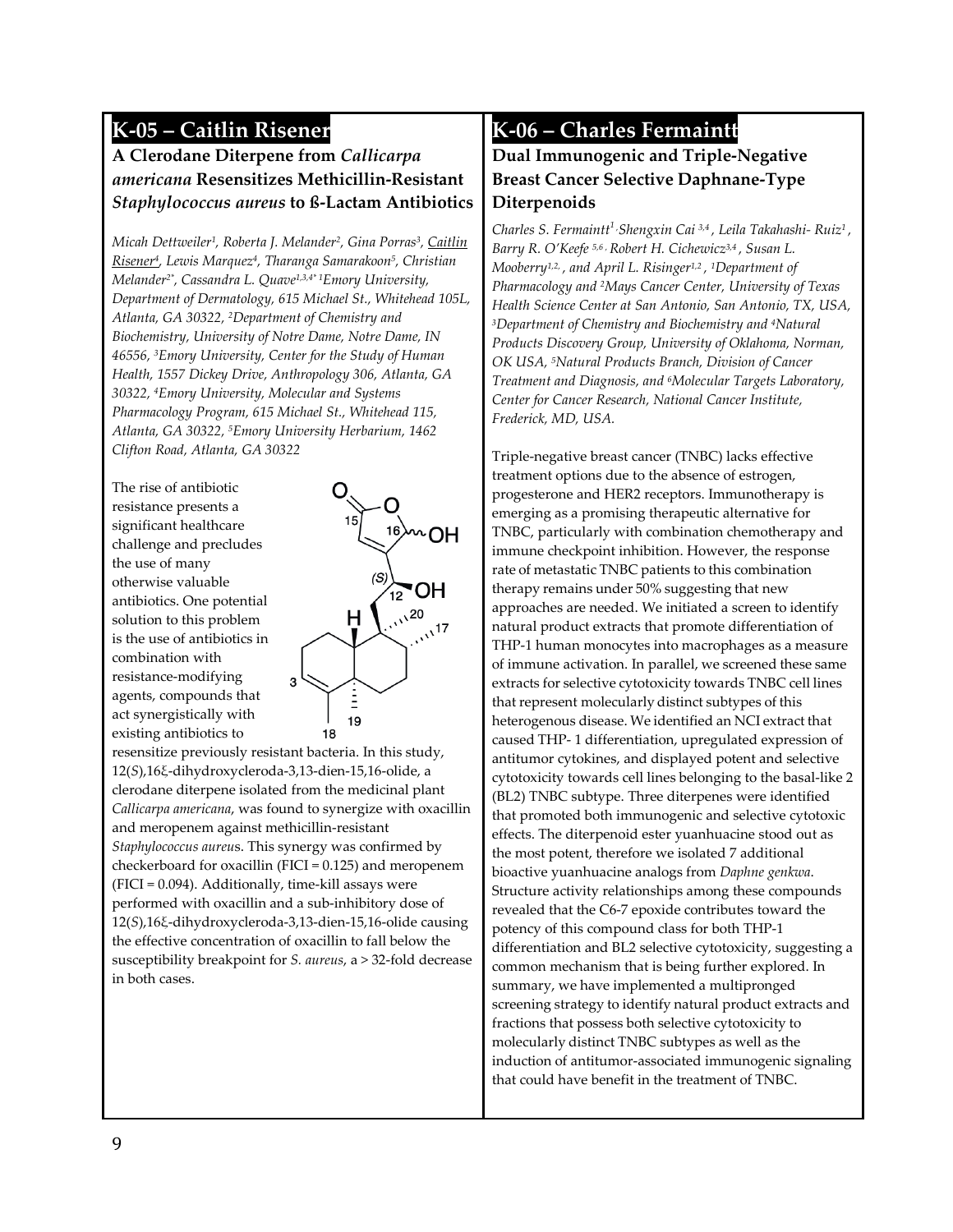## K-05 – Caitlin Risener

### A Clerodane Diterpene from *Callicarpa americana* Resensitizes Methicillin-Resistant *Staphylococcus aureus* to ß-Lactam Antibiotics

*Micah Dettweiler[1], Roberta J. Melander[2], Gina Porras[3], Caitlin Risener[4], Lewis Marquez[4], Tharanga Samarakoon[5], Christian Melander[2*], Cassandra L. Quave[1,3,4*] [1]Emory University, Department of Dermatology, 615 Michael St., Whitehead 105L, Atlanta, GA 30322, [2]Department of Chemistry and Biochemistry, University of Notre Dame, Notre Dame, IN 46556, [3]Emory University, Center for the Study of Human Health, 1557 Dickey Drive, Anthropology 306, Atlanta, GA 30322, [4]Emory University, Molecular and Systems Pharmacology Program, 615 Michael St., Whitehead 115, Atlanta, GA 30322, [5]Emory University Herbarium, 1462 Clifton Road, Atlanta, GA 30322*

The rise of antibiotic resistance presents a significant healthcare challenge and precludes the use of many otherwise valuable antibiotics. One potential solution to this problem is the use of antibiotics in combination with resistance-modifying agents, compounds that act synergistically with existing antibiotics to resensitize previously resistant bacteria. In this study, 12(*S*),16ξ-dihydroxycleroda-3,13-dien-15,16-olide, a clerodane diterpene isolated from the medicinal plant *Callicarpa americana*, was found to synergize with oxacillin and meropenem against methicillin-resistant *Staphylococcus aureu*s. This synergy was confirmed by checkerboard for oxacillin (FICI = 0.125) and meropenem (FICI = 0.094). Additionally, time-kill assays were performed with oxacillin and a sub-inhibitory dose of 12(*S*),16ξ-dihydroxycleroda-3,13-dien-15,16-olide causing the effective concentration of oxacillin to fall below the susceptibility breakpoint for *S. aureus*, a > 32-fold decrease in both cases.

## K-06 – Charles Fermaintt

### Dual Immunogenic and Triple-Negative Breast Cancer Selective Daphnane-Type Diterpenoids

*Charles S. Fermaintt[1], Shengxin Cai [3,4], Leila Takahashi- Ruiz[1], Barry R. O'Keefe [5,6], Robert H. Cichewicz[3,4], Susan L. Mooberry[1,2], and April L. Risinger[1,2], [1]Department of Pharmacology and [2]Mays Cancer Center, University of Texas Health Science Center at San Antonio, San Antonio, TX, USA, [3]Department of Chemistry and Biochemistry and [4]Natural Products Discovery Group, University of Oklahoma, Norman, OK USA, [5]Natural Products Branch, Division of Cancer Treatment and Diagnosis, and [6]Molecular Targets Laboratory, Center for Cancer Research, National Cancer Institute, Frederick, MD, USA.*

Triple-negative breast cancer (TNBC) lacks effective treatment options due to the absence of estrogen, progesterone and HER2 receptors. Immunotherapy is emerging as a promising therapeutic alternative for TNBC, particularly with combination chemotherapy and immune checkpoint inhibition. However, the response rate of metastatic TNBC patients to this combination therapy remains under 50% suggesting that new approaches are needed. We initiated a screen to identify natural product extracts that promote differentiation of THP-1 human monocytes into macrophages as a measure of immune activation. In parallel, we screened these same extracts for selective cytotoxicity towards TNBC cell lines that represent molecularly distinct subtypes of this heterogenous disease. We identified an NCI extract that caused THP- 1 differentiation, upregulated expression of antitumor cytokines, and displayed potent and selective cytotoxicity towards cell lines belonging to the basal-like 2 (BL2) TNBC subtype. Three diterpenes were identified that promoted both immunogenic and selective cytotoxic effects. The diterpenoid ester yuanhuacine stood out as the most potent, therefore we isolated 7 additional bioactive yuanhuacine analogs from *Daphne genkwa*. Structure activity relationships among these compounds revealed that the C6-7 epoxide contributes toward the potency of this compound class for both THP-1 differentiation and BL2 selective cytotoxicity, suggesting a common mechanism that is being further explored. In summary, we have implemented a multipronged screening strategy to identify natural product extracts and fractions that possess both selective cytotoxicity to molecularly distinct TNBC subtypes as well as the induction of antitumor-associated immunogenic signaling that could have benefit in the treatment of TNBC.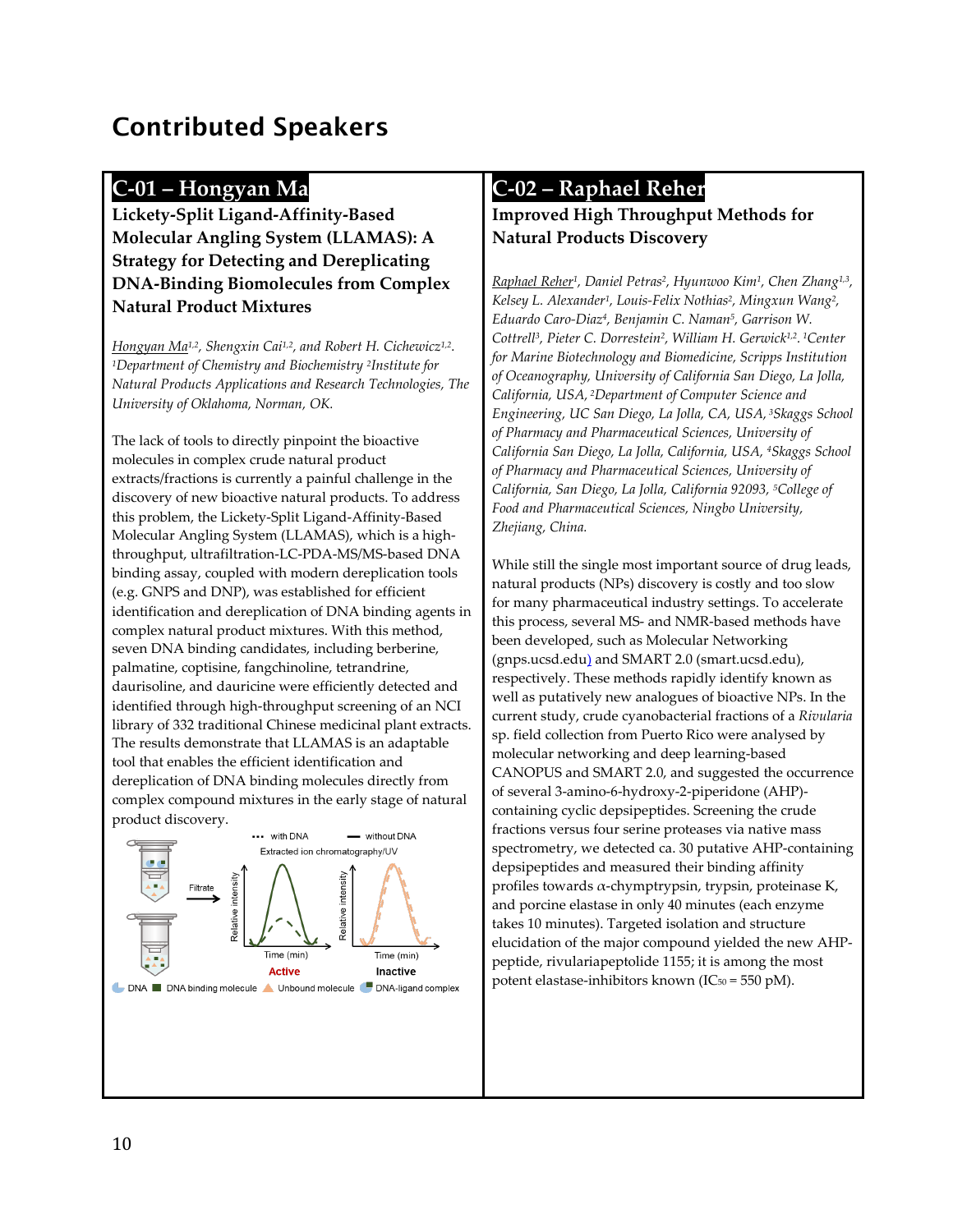# Contributed Speakers

## C-01 – Hongyan Ma

### Lickety-Split Ligand-Affinity-Based Molecular Angling System (LLAMAS): A Strategy for Detecting and Dereplicating DNA-Binding Biomolecules from Complex Natural Product Mixtures

*Hongyan Ma[1,2], Shengxin Cai[1,2], and Robert H. Cichewicz[1,2]. [1]Department of Chemistry and Biochemistry [2]Institute for Natural Products Applications and Research Technologies, The University of Oklahoma, Norman, OK.*

The lack of tools to directly pinpoint the bioactive molecules in complex crude natural product extracts/fractions is currently a painful challenge in the discovery of new bioactive natural products. To address this problem, the Lickety-Split Ligand-Affinity-Based Molecular Angling System (LLAMAS), which is a high-throughput, ultrafiltration-LC-PDA-MS/MS-based DNA binding assay, coupled with modern dereplication tools (e.g. GNPS and DNP), was established for efficient identification and dereplication of DNA binding agents in complex natural product mixtures. With this method, seven DNA binding candidates, including berberine, palmatine, coptisine, fangchinoline, tetrandrine, daurisoline, and dauricine were efficiently detected and identified through high-throughput screening of an NCI library of 332 traditional Chinese medicinal plant extracts. The results demonstrate that LLAMAS is an adaptable tool that enables the efficient identification and dereplication of DNA binding molecules directly from complex compound mixtures in the early stage of natural product discovery.

## C-02 – Raphael Reher

### Improved High Throughput Methods for Natural Products Discovery

*Raphael Reher[1], Daniel Petras[2], Hyunwoo Kim[1], Chen Zhang[1,3], Kelsey L. Alexander[1], Louis-Felix Nothias[2], Mingxun Wang[2], Eduardo Caro-Diaz[4], Benjamin C. Naman[5], Garrison W. Cottrell[3], Pieter C. Dorrestein[2], William H. Gerwick[1,2]. [1]Center for Marine Biotechnology and Biomedicine, Scripps Institution of Oceanography, University of California San Diego, La Jolla, California, USA, [2]Department of Computer Science and Engineering, UC San Diego, La Jolla, CA, USA, [3]Skaggs School of Pharmacy and Pharmaceutical Sciences, University of California San Diego, La Jolla, California, USA, [4]Skaggs School of Pharmacy and Pharmaceutical Sciences, University of California, San Diego, La Jolla, California 92093, [5]College of Food and Pharmaceutical Sciences, Ningbo University, Zhejiang, China.*

While still the single most important source of drug leads, natural products (NPs) discovery is costly and too slow for many pharmaceutical industry settings. To accelerate this process, several MS- and NMR-based methods have been developed, such as Molecular Networking (gnps.ucsd.edu) and SMART 2.0 (smart.ucsd.edu), respectively. These methods rapidly identify known as well as putatively new analogues of bioactive NPs. In the current study, crude cyanobacterial fractions of a *Rivularia* sp. field collection from Puerto Rico were analysed by molecular networking and deep learning-based CANOPUS and SMART 2.0, and suggested the occurrence of several 3-amino-6-hydroxy-2-piperidone (AHP)-containing cyclic depsipeptides. Screening the crude fractions versus four serine proteases via native mass spectrometry, we detected ca. 30 putative AHP-containing depsipeptides and measured their binding affinity profiles towards α-chymptrypsin, trypsin, proteinase K, and porcine elastase in only 40 minutes (each enzyme takes 10 minutes). Targeted isolation and structure elucidation of the major compound yielded the new AHP-peptide, rivulariapeptolide 1155; it is among the most potent elastase-inhibitors known ($IC_{50}$ = 550 pM).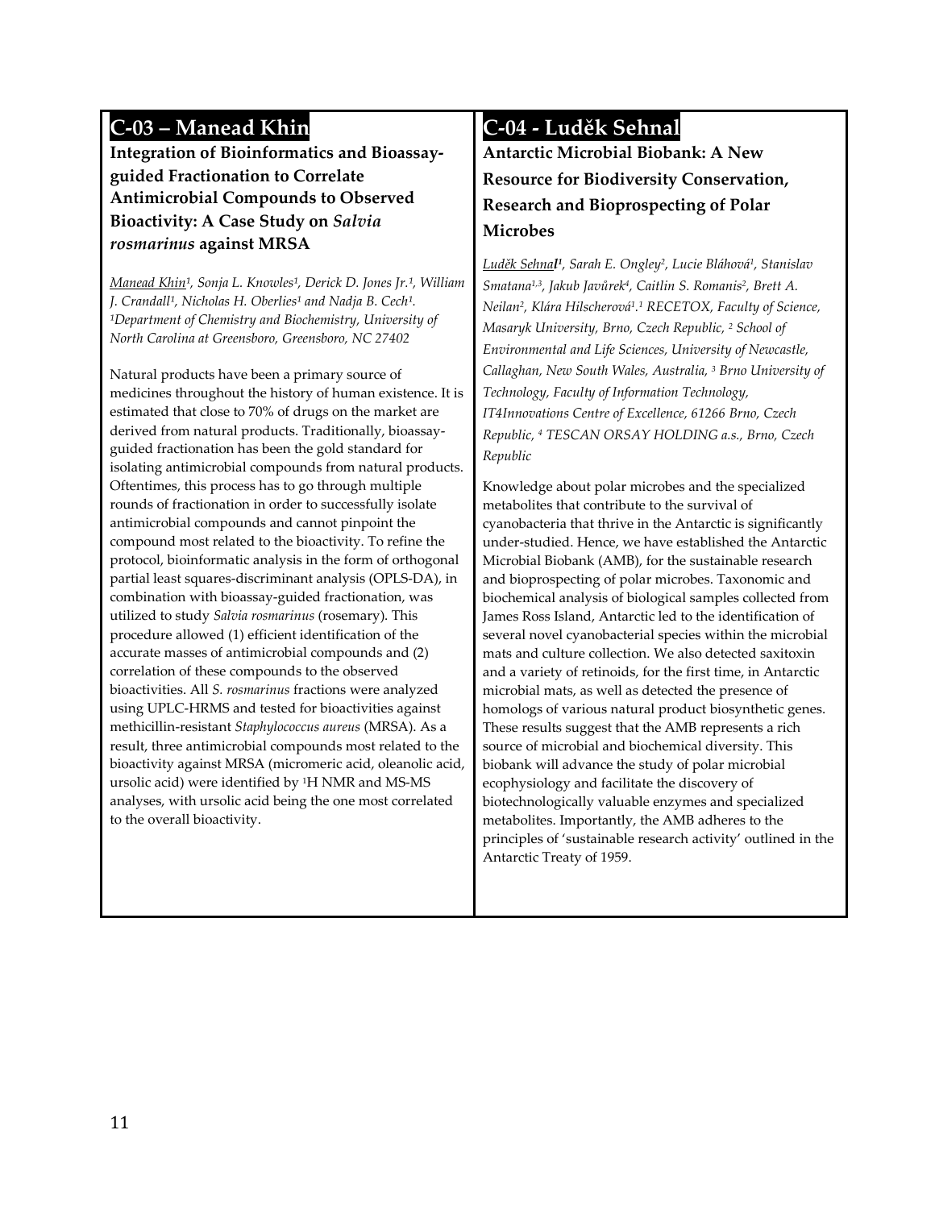## C-03 – Manead Khin

**Integration of Bioinformatics and Bioassay-guided Fractionation to Correlate Antimicrobial Compounds to Observed Bioactivity: A Case Study on *Salvia rosmarinus* against MRSA**

*Manead Khin[1], Sonja L. Knowles[1], Derick D. Jones Jr.[1], William J. Crandall[1], Nicholas H. Oberlies[1] and Nadja B. Cech[1]. [1]Department of Chemistry and Biochemistry, University of North Carolina at Greensboro, Greensboro, NC 27402*

Natural products have been a primary source of medicines throughout the history of human existence. It is estimated that close to 70% of drugs on the market are derived from natural products. Traditionally, bioassay-guided fractionation has been the gold standard for isolating antimicrobial compounds from natural products. Oftentimes, this process has to go through multiple rounds of fractionation in order to successfully isolate antimicrobial compounds and cannot pinpoint the compound most related to the bioactivity. To refine the protocol, bioinformatic analysis in the form of orthogonal partial least squares-discriminant analysis (OPLS-DA), in combination with bioassay-guided fractionation, was utilized to study *Salvia rosmarinus* (rosemary). This procedure allowed (1) efficient identification of the accurate masses of antimicrobial compounds and (2) correlation of these compounds to the observed bioactivities. All *S. rosmarinus* fractions were analyzed using UPLC-HRMS and tested for bioactivities against methicillin-resistant *Staphylococcus aureus* (MRSA). As a result, three antimicrobial compounds most related to the bioactivity against MRSA (micromeric acid, oleanolic acid, ursolic acid) were identified by $^{1}$H NMR and MS-MS analyses, with ursolic acid being the one most correlated to the overall bioactivity.

## C-04 - Luděk Sehnal

**Antarctic Microbial Biobank: A New Resource for Biodiversity Conservation, Research and Bioprospecting of Polar Microbes**

*Luděk Sehnal[1], Sarah E. Ongley[2], Lucie Bláhová[1], Stanislav Smatana[1,3], Jakub Javůrek[4], Caitlin S. Romanis[2], Brett A. Neilan[2], Klára Hilscherová[1]. [1] RECETOX, Faculty of Science, Masaryk University, Brno, Czech Republic, [2] School of Environmental and Life Sciences, University of Newcastle, Callaghan, New South Wales, Australia, [3] Brno University of Technology, Faculty of Information Technology, IT4Innovations Centre of Excellence, 61266 Brno, Czech Republic, [4] TESCAN ORSAY HOLDING a.s., Brno, Czech Republic*

Knowledge about polar microbes and the specialized metabolites that contribute to the survival of cyanobacteria that thrive in the Antarctic is significantly under-studied. Hence, we have established the Antarctic Microbial Biobank (AMB), for the sustainable research and bioprospecting of polar microbes. Taxonomic and biochemical analysis of biological samples collected from James Ross Island, Antarctic led to the identification of several novel cyanobacterial species within the microbial mats and culture collection. We also detected saxitoxin and a variety of retinoids, for the first time, in Antarctic microbial mats, as well as detected the presence of homologs of various natural product biosynthetic genes. These results suggest that the AMB represents a rich source of microbial and biochemical diversity. This biobank will advance the study of polar microbial ecophysiology and facilitate the discovery of biotechnologically valuable enzymes and specialized metabolites. Importantly, the AMB adheres to the principles of 'sustainable research activity' outlined in the Antarctic Treaty of 1959.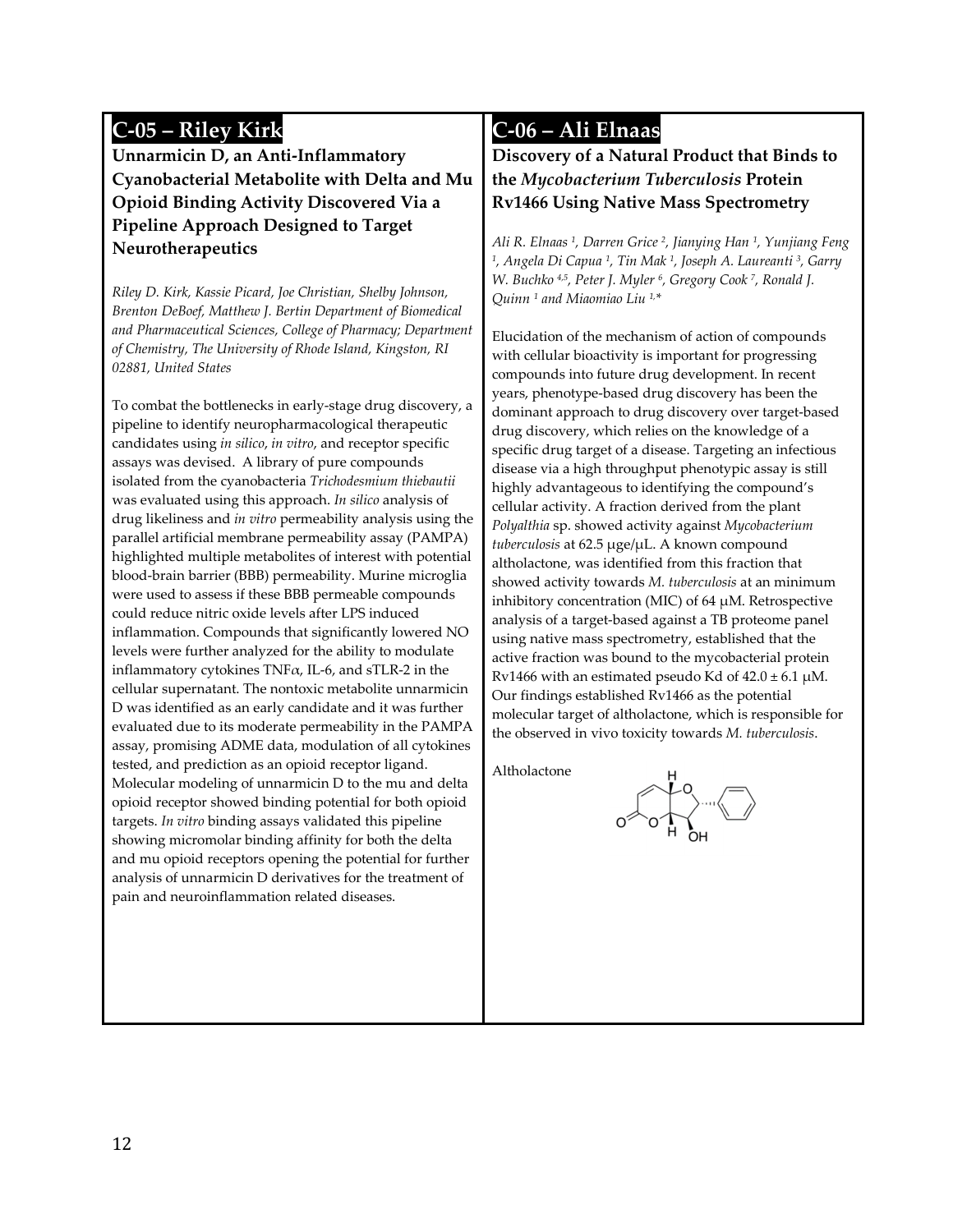## C-05 – Riley Kirk

**Unnarmicin D, an Anti-Inflammatory Cyanobacterial Metabolite with Delta and Mu Opioid Binding Activity Discovered Via a Pipeline Approach Designed to Target Neurotherapeutics**

*Riley D. Kirk, Kassie Picard, Joe Christian, Shelby Johnson, Brenton DeBoef, Matthew J. Bertin Department of Biomedical and Pharmaceutical Sciences, College of Pharmacy; Department of Chemistry, The University of Rhode Island, Kingston, RI 02881, United States*

To combat the bottlenecks in early-stage drug discovery, a pipeline to identify neuropharmacological therapeutic candidates using *in silico*, *in vitro*, and receptor specific assays was devised. A library of pure compounds isolated from the cyanobacteria *Trichodesmium thiebautii* was evaluated using this approach. *In silico* analysis of drug likeliness and *in vitro* permeability analysis using the parallel artificial membrane permeability assay (PAMPA) highlighted multiple metabolites of interest with potential blood-brain barrier (BBB) permeability. Murine microglia were used to assess if these BBB permeable compounds could reduce nitric oxide levels after LPS induced inflammation. Compounds that significantly lowered NO levels were further analyzed for the ability to modulate inflammatory cytokines TNFα, IL-6, and sTLR-2 in the cellular supernatant. The nontoxic metabolite unnarmicin D was identified as an early candidate and it was further evaluated due to its moderate permeability in the PAMPA assay, promising ADME data, modulation of all cytokines tested, and prediction as an opioid receptor ligand. Molecular modeling of unnarmicin D to the mu and delta opioid receptor showed binding potential for both opioid targets. *In vitro* binding assays validated this pipeline showing micromolar binding affinity for both the delta and mu opioid receptors opening the potential for further analysis of unnarmicin D derivatives for the treatment of pain and neuroinflammation related diseases.

## C-06 – Ali Elnaas

**Discovery of a Natural Product that Binds to the *Mycobacterium Tuberculosis* Protein Rv1466 Using Native Mass Spectrometry**

*Ali R. Elnaas [1], Darren Grice [2], Jianying Han [1], Yunjiang Feng [1], Angela Di Capua [1], Tin Mak [1], Joseph A. Laureanti [3], Garry W. Buchko [4,5], Peter J. Myler [6], Gregory Cook [7], Ronald J. Quinn [1] and Miaomiao Liu [1,*]*

Elucidation of the mechanism of action of compounds with cellular bioactivity is important for progressing compounds into future drug development. In recent years, phenotype-based drug discovery has been the dominant approach to drug discovery over target-based drug discovery, which relies on the knowledge of a specific drug target of a disease. Targeting an infectious disease via a high throughput phenotypic assay is still highly advantageous to identifying the compound's cellular activity. A fraction derived from the plant *Polyalthia* sp. showed activity against *Mycobacterium tuberculosis* at 62.5 μge/μL. A known compound altholactone, was identified from this fraction that showed activity towards *M. tuberculosis* at an minimum inhibitory concentration (MIC) of 64 μM. Retrospective analysis of a target-based against a TB proteome panel using native mass spectrometry, established that the active fraction was bound to the mycobacterial protein Rv1466 with an estimated pseudo Kd of 42.0 ± 6.1 μM. Our findings established Rv1466 as the potential molecular target of altholactone, which is responsible for the observed in vivo toxicity towards *M. tuberculosis*.

Altholactone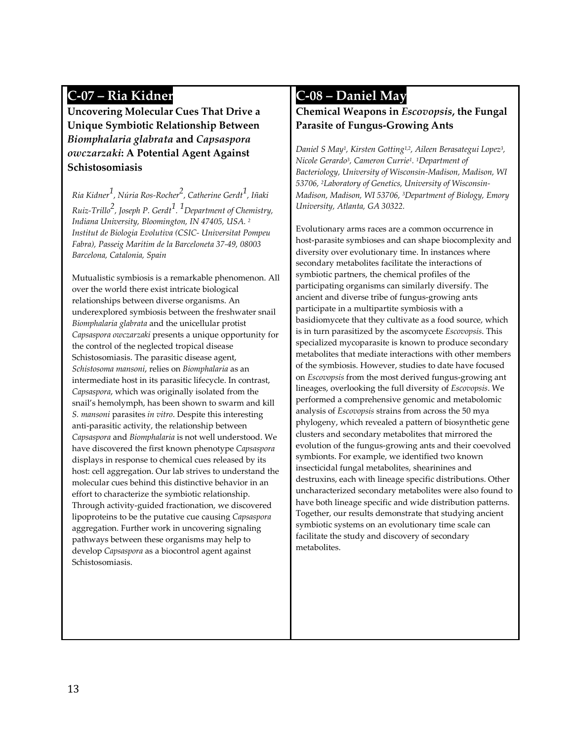## C-07 – Ria Kidner

**Uncovering Molecular Cues That Drive a Unique Symbiotic Relationship Between *Biomphalaria glabrata* and *Capsaspora owczarzaki*: A Potential Agent Against Schistosomiasis**

*Ria Kidner[1], Núria Ros-Rocher[2], Catherine Gerdt[1], Iñaki Ruiz-Trillo[2], Joseph P. Gerdt[1]. [1]Department of Chemistry, Indiana University, Bloomington, IN 47405, USA. [2] Institut de Biologia Evolutiva (CSIC- Universitat Pompeu Fabra), Passeig Marítim de la Barceloneta 37-49, 08003 Barcelona, Catalonia, Spain*

Mutualistic symbiosis is a remarkable phenomenon. All over the world there exist intricate biological relationships between diverse organisms. An underexplored symbiosis between the freshwater snail *Biomphalaria glabrata* and the unicellular protist *Capsaspora owczarzaki* presents a unique opportunity for the control of the neglected tropical disease Schistosomiasis. The parasitic disease agent, *Schistosoma mansoni*, relies on *Biomphalaria* as an intermediate host in its parasitic lifecycle. In contrast, *Capsaspora*, which was originally isolated from the snail's hemolymph, has been shown to swarm and kill *S. mansoni* parasites *in vitro*. Despite this interesting anti-parasitic activity, the relationship between *Capsaspora* and *Biomphalaria* is not well understood. We have discovered the first known phenotype *Capsaspora* displays in response to chemical cues released by its host: cell aggregation. Our lab strives to understand the molecular cues behind this distinctive behavior in an effort to characterize the symbiotic relationship. Through activity-guided fractionation, we discovered lipoproteins to be the putative cue causing *Capsaspora* aggregation. Further work in uncovering signaling pathways between these organisms may help to develop *Capsaspora* as a biocontrol agent against Schistosomiasis.

## C-08 – Daniel May

**Chemical Weapons in *Escovopsis*, the Fungal Parasite of Fungus-Growing Ants**

*Daniel S May[1], Kirsten Gotting[1,2], Aileen Berasategui Lopez[3], Nicole Gerardo[3], Cameron Currie[1]. [1]Department of Bacteriology, University of Wisconsin-Madison, Madison, WI 53706, [2]Laboratory of Genetics, University of Wisconsin-Madison, Madison, WI 53706, [3]Department of Biology, Emory University, Atlanta, GA 30322.*

Evolutionary arms races are a common occurrence in host-parasite symbioses and can shape biocomplexity and diversity over evolutionary time. In instances where secondary metabolites facilitate the interactions of symbiotic partners, the chemical profiles of the participating organisms can similarly diversify. The ancient and diverse tribe of fungus-growing ants participate in a multipartite symbiosis with a basidiomycete that they cultivate as a food source, which is in turn parasitized by the ascomycete *Escovopsis*. This specialized mycoparasite is known to produce secondary metabolites that mediate interactions with other members of the symbiosis. However, studies to date have focused on *Escovopsis* from the most derived fungus-growing ant lineages, overlooking the full diversity of *Escovopsis*. We performed a comprehensive genomic and metabolomic analysis of *Escovopsis* strains from across the 50 mya phylogeny, which revealed a pattern of biosynthetic gene clusters and secondary metabolites that mirrored the evolution of the fungus-growing ants and their coevolved symbionts. For example, we identified two known insecticidal fungal metabolites, shearinines and destruxins, each with lineage specific distributions. Other uncharacterized secondary metabolites were also found to have both lineage specific and wide distribution patterns. Together, our results demonstrate that studying ancient symbiotic systems on an evolutionary time scale can facilitate the study and discovery of secondary metabolites.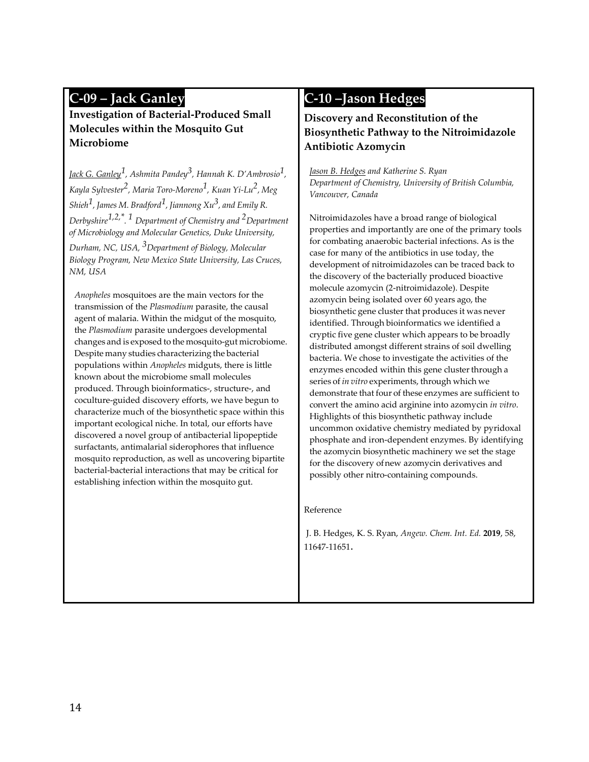## C-09 – Jack Ganley

### Investigation of Bacterial-Produced Small Molecules within the Mosquito Gut Microbiome

*Jack G. Ganley[1], Ashmita Pandey[3], Hannah K. D'Ambrosio[1], Kayla Sylvester[2], Maria Toro-Moreno[1], Kuan Yi-Lu[2], Meg Shieh[1], James M. Bradford[1], Jiannong Xu[3], and Emily R. Derbyshire[1,2,*]. [1] Department of Chemistry and [2] Department of Microbiology and Molecular Genetics, Duke University, Durham, NC, USA, [3] Department of Biology, Molecular Biology Program, New Mexico State University, Las Cruces, NM, USA*

*Anopheles* mosquitoes are the main vectors for the transmission of the *Plasmodium* parasite, the causal agent of malaria. Within the midgut of the mosquito, the *Plasmodium* parasite undergoes developmental changes and is exposed to the mosquito-gut microbiome. Despite many studies characterizing the bacterial populations within *Anopheles* midguts, there is little known about the microbiome small molecules produced. Through bioinformatics-, structure-, and coculture-guided discovery efforts, we have begun to characterize much of the biosynthetic space within this important ecological niche. In total, our efforts have discovered a novel group of antibacterial lipopeptide surfactants, antimalarial siderophores that influence mosquito reproduction, as well as uncovering bipartite bacterial-bacterial interactions that may be critical for establishing infection within the mosquito gut.

## C-10 –Jason Hedges

### Discovery and Reconstitution of the Biosynthetic Pathway to the Nitroimidazole Antibiotic Azomycin

*Jason B. Hedges and Katherine S. Ryan*
*Department of Chemistry, University of British Columbia, Vancouver, Canada*

Nitroimidazoles have a broad range of biological properties and importantly are one of the primary tools for combating anaerobic bacterial infections. As is the case for many of the antibiotics in use today, the development of nitroimidazoles can be traced back to the discovery of the bacterially produced bioactive molecule azomycin (2-nitroimidazole). Despite azomycin being isolated over 60 years ago, the biosynthetic gene cluster that produces it was never identified. Through bioinformatics we identified a cryptic five gene cluster which appears to be broadly distributed amongst different strains of soil dwelling bacteria. We chose to investigate the activities of the enzymes encoded within this gene cluster through a series of *in vitro* experiments, through which we demonstrate that four of these enzymes are sufficient to convert the amino acid arginine into azomycin *in vitro*. Highlights of this biosynthetic pathway include uncommon oxidative chemistry mediated by pyridoxal phosphate and iron-dependent enzymes. By identifying the azomycin biosynthetic machinery we set the stage for the discovery of new azomycin derivatives and possibly other nitro-containing compounds.

Reference

J. B. Hedges, K. S. Ryan, *Angew. Chem. Int. Ed.* **2019**, 58, 11647-11651.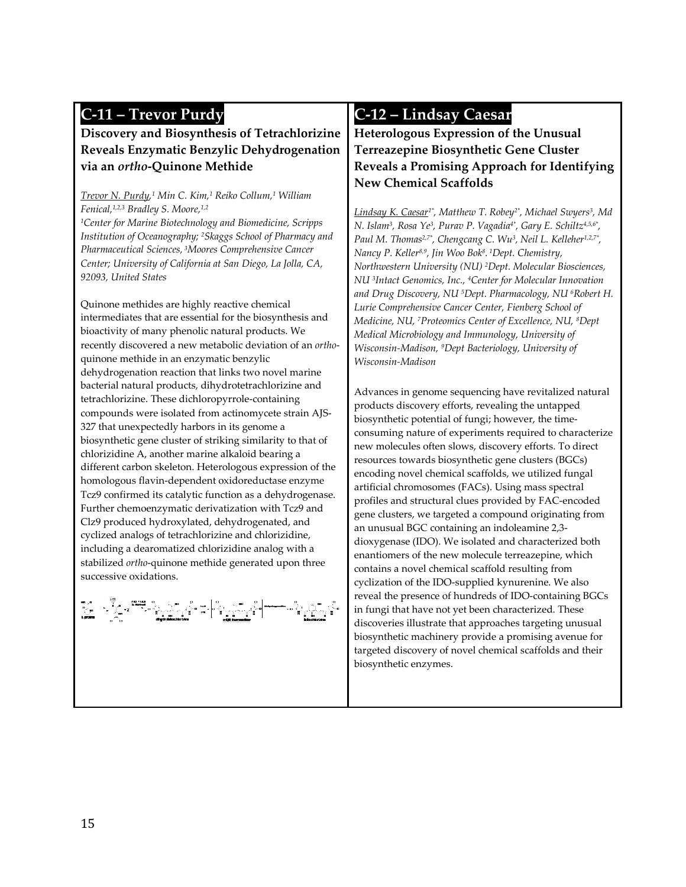## C-11 – Trevor Purdy

### Discovery and Biosynthesis of Tetrachlorizine Reveals Enzymatic Benzylic Dehydrogenation via an *ortho*-Quinone Methide

*Trevor N. Purdy,[1] Min C. Kim,[1] Reiko Collum,[1] William Fenical,[1,2,3] Bradley S. Moore,[1,2]*
*[1]Center for Marine Biotechnology and Biomedicine, Scripps Institution of Oceanography; [2]Skaggs School of Pharmacy and Pharmaceutical Sciences, [3]Moores Comprehensive Cancer Center; University of California at San Diego, La Jolla, CA, 92093, United States*

Quinone methides are highly reactive chemical intermediates that are essential for the biosynthesis and bioactivity of many phenolic natural products. We recently discovered a new metabolic deviation of an *ortho*-quinone methide in an enzymatic benzylic dehydrogenation reaction that links two novel marine bacterial natural products, dihydrotetrachlorizine and tetrachlorizine. These dichloropyrrole-containing compounds were isolated from actinomycete strain AJS-327 that unexpectedly harbors in its genome a biosynthetic gene cluster of striking similarity to that of chlorizidine A, another marine alkaloid bearing a different carbon skeleton. Heterologous expression of the homologous flavin-dependent oxidoreductase enzyme Tcz9 confirmed its catalytic function as a dehydrogenase. Further chemoenzymatic derivatization with Tcz9 and Clz9 produced hydroxylated, dehydrogenated, and cyclized analogs of tetrachlorizine and chlorizidine, including a dearomatized chlorizidine analog with a stabilized *ortho*-quinone methide generated upon three successive oxidations.

## C-12 – Lindsay Caesar

### Heterologous Expression of the Unusual Terreazepine Biosynthetic Gene Cluster Reveals a Promising Approach for Identifying New Chemical Scaffolds

*Lindsay K. Caesar[1*], Matthew T. Robey[2*], Michael Swyers[3], Md N. Islam[3], Rosa Ye[3], Purav P. Vagadia[4*], Gary E. Schiltz[4,5,6*], Paul M. Thomas[2,7*], Chengcang C. Wu[3], Neil L. Kelleher[1,2,7*], Nancy P. Keller[8,9], Jin Woo Bok[8]. [1]Dept. Chemistry, Northwestern University (NU) [2]Dept. Molecular Biosciences, NU [3]Intact Genomics, Inc., [4]Center for Molecular Innovation and Drug Discovery, NU [5]Dept. Pharmacology, NU [6]Robert H. Lurie Comprehensive Cancer Center, Fienberg School of Medicine, NU, [7]Proteomics Center of Excellence, NU, [8]Dept Medical Microbiology and Immunology, University of Wisconsin-Madison, [9]Dept Bacteriology, University of Wisconsin-Madison*

Advances in genome sequencing have revitalized natural products discovery efforts, revealing the untapped biosynthetic potential of fungi; however, the time-consuming nature of experiments required to characterize new molecules often slows, discovery efforts. To direct resources towards biosynthetic gene clusters (BGCs) encoding novel chemical scaffolds, we utilized fungal artificial chromosomes (FACs). Using mass spectral profiles and structural clues provided by FAC-encoded gene clusters, we targeted a compound originating from an unusual BGC containing an indoleamine 2,3-dioxygenase (IDO). We isolated and characterized both enantiomers of the new molecule terreazepine, which contains a novel chemical scaffold resulting from cyclization of the IDO-supplied kynurenine. We also reveal the presence of hundreds of IDO-containing BGCs in fungi that have not yet been characterized. These discoveries illustrate that approaches targeting unusual biosynthetic machinery provide a promising avenue for targeted discovery of novel chemical scaffolds and their biosynthetic enzymes.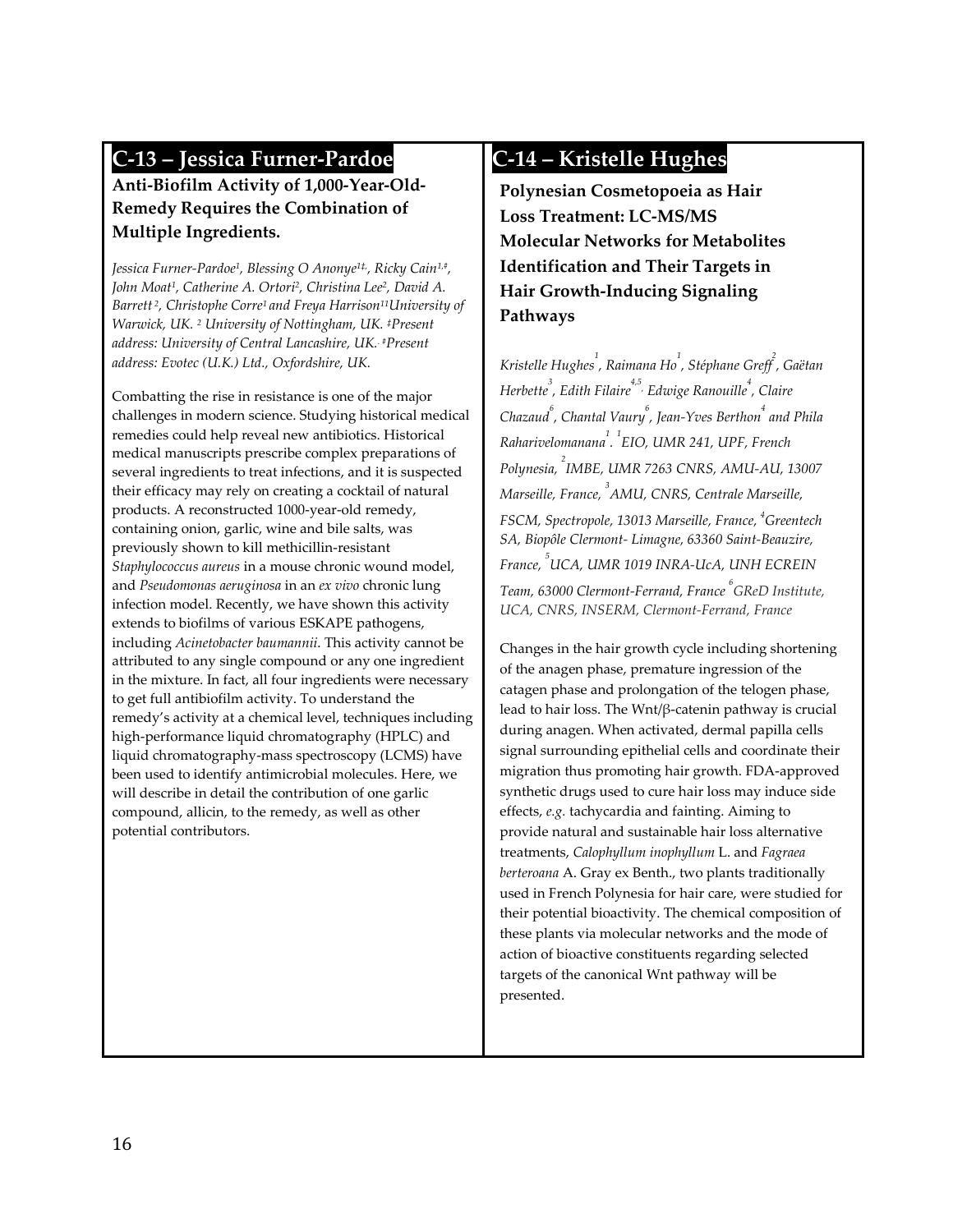## C-13 – Jessica Furner-Pardoe

**Anti-Biofilm Activity of 1,000-Year-Old-Remedy Requires the Combination of Multiple Ingredients.**

*Jessica Furner-Pardoe[1], Blessing O Anonye[1‡], Ricky Cain[1,#], John Moat[1], Catherine A. Ortori[2], Christina Lee[2], David A. Barrett[2], Christophe Corre[1] and Freya Harrison[1] [1]University of Warwick, UK. [2] University of Nottingham, UK. ‡Present address: University of Central Lancashire, UK. #Present address: Evotec (U.K.) Ltd., Oxfordshire, UK.*

Combatting the rise in resistance is one of the major challenges in modern science. Studying historical medical remedies could help reveal new antibiotics. Historical medical manuscripts prescribe complex preparations of several ingredients to treat infections, and it is suspected their efficacy may rely on creating a cocktail of natural products. A reconstructed 1000-year-old remedy, containing onion, garlic, wine and bile salts, was previously shown to kill methicillin-resistant *Staphylococcus aureus* in a mouse chronic wound model, and *Pseudomonas aeruginosa* in an *ex vivo* chronic lung infection model. Recently, we have shown this activity extends to biofilms of various ESKAPE pathogens, including *Acinetobacter baumannii*. This activity cannot be attributed to any single compound or any one ingredient in the mixture. In fact, all four ingredients were necessary to get full antibiofilm activity. To understand the remedy's activity at a chemical level, techniques including high-performance liquid chromatography (HPLC) and liquid chromatography-mass spectroscopy (LCMS) have been used to identify antimicrobial molecules. Here, we will describe in detail the contribution of one garlic compound, allicin, to the remedy, as well as other potential contributors.

## C-14 – Kristelle Hughes

**Polynesian Cosmetopoeia as Hair Loss Treatment: LC-MS/MS Molecular Networks for Metabolites Identification and Their Targets in Hair Growth-Inducing Signaling Pathways**

*Kristelle Hughes[1], Raimana Ho[1], Stéphane Greff[2], Gaëtan Herbette[3], Edith Filaire[4,5], Edwige Ranouille[4], Claire Chazaud[6], Chantal Vaury[6], Jean-Yves Berthon[4] and Phila Raharivelomanana[1]. [1]EIO, UMR 241, UPF, French Polynesia, [2]IMBE, UMR 7263 CNRS, AMU-AU, 13007 Marseille, France, [3]AMU, CNRS, Centrale Marseille, FSCM, Spectropole, 13013 Marseille, France, [4]Greentech SA, Biopôle Clermont- Limagne, 63360 Saint-Beauzire, France, [5]UCA, UMR 1019 INRA-UcA, UNH ECREIN Team, 63000 Clermont-Ferrand, France [6]GReD Institute, UCA, CNRS, INSERM, Clermont-Ferrand, France*

Changes in the hair growth cycle including shortening of the anagen phase, premature ingression of the catagen phase and prolongation of the telogen phase, lead to hair loss. The Wnt/β-catenin pathway is crucial during anagen. When activated, dermal papilla cells signal surrounding epithelial cells and coordinate their migration thus promoting hair growth. FDA-approved synthetic drugs used to cure hair loss may induce side effects, *e.g.* tachycardia and fainting. Aiming to provide natural and sustainable hair loss alternative treatments, *Calophyllum inophyllum* L. and *Fagraea berteroana* A. Gray ex Benth., two plants traditionally used in French Polynesia for hair care, were studied for their potential bioactivity. The chemical composition of these plants via molecular networks and the mode of action of bioactive constituents regarding selected targets of the canonical Wnt pathway will be presented.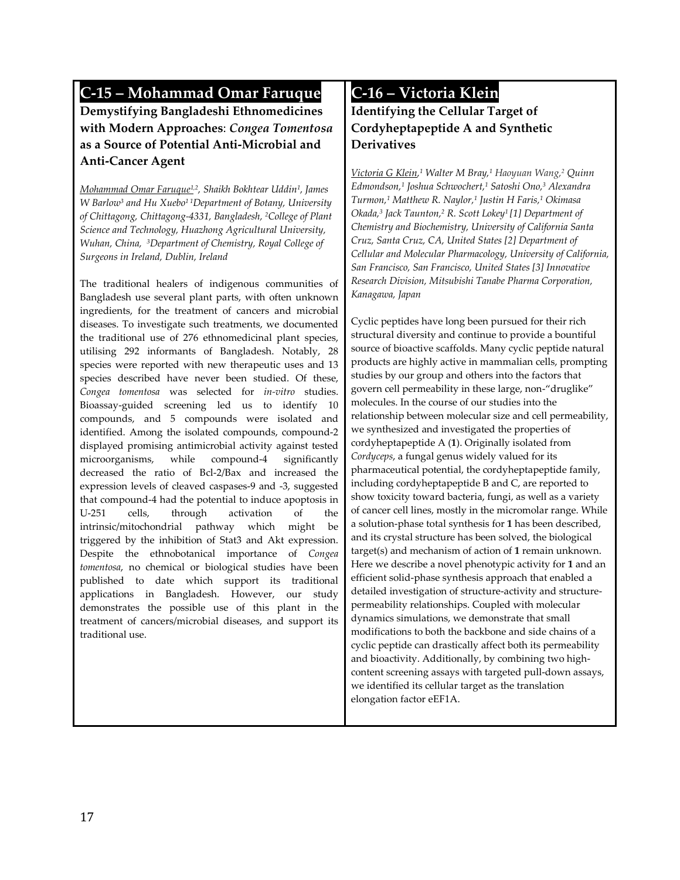## C-15 – Mohammad Omar Faruque

**Demystifying Bangladeshi Ethnomedicines with Modern Approaches**: ***Congea Tomentosa*** **as a Source of Potential Anti-Microbial and Anti-Cancer Agent**

*<u>Mohammad Omar Faruque</u>[1,2], Shaikh Bokhtear Uddin[1], James W Barlow[3] and Hu Xuebo[1] [1]Department of Botany, University of Chittagong, Chittagong-4331, Bangladesh, [2]College of Plant Science and Technology, Huazhong Agricultural University, Wuhan, China, [3]Department of Chemistry, Royal College of Surgeons in Ireland, Dublin, Ireland*

The traditional healers of indigenous communities of Bangladesh use several plant parts, with often unknown ingredients, for the treatment of cancers and microbial diseases. To investigate such treatments, we documented the traditional use of 276 ethnomedicinal plant species, utilising 292 informants of Bangladesh. Notably, 28 species were reported with new therapeutic uses and 13 species described have never been studied. Of these, *Congea tomentosa* was selected for *in-vitro* studies. Bioassay-guided screening led us to identify 10 compounds, and 5 compounds were isolated and identified. Among the isolated compounds, compound-2 displayed promising antimicrobial activity against tested microorganisms, while compound-4 significantly decreased the ratio of Bcl-2/Bax and increased the expression levels of cleaved caspases-9 and -3, suggested that compound-4 had the potential to induce apoptosis in U-251 cells, through activation of the intrinsic/mitochondrial pathway which might be triggered by the inhibition of Stat3 and Akt expression. Despite the ethnobotanical importance of *Congea tomentosa*, no chemical or biological studies have been published to date which support its traditional applications in Bangladesh. However, our study demonstrates the possible use of this plant in the treatment of cancers/microbial diseases, and support its traditional use.

## C-16 – Victoria Klein

**Identifying the Cellular Target of Cordyheptapeptide A and Synthetic Derivatives**

*<u>Victoria G Klein</u>,[1] Walter M Bray,[1] Haoyuan Wang,[2] Quinn Edmondson,[1] Joshua Schwochert,[1] Satoshi Ono,[3] Alexandra Turmon,[1] Matthew R. Naylor,[1] Justin H Faris,[1] Okimasa Okada,[3] Jack Taunton,[2] R. Scott Lokey[1] [1] Department of Chemistry and Biochemistry, University of California Santa Cruz, Santa Cruz, CA, United States [2] Department of Cellular and Molecular Pharmacology, University of California, San Francisco, San Francisco, United States [3] Innovative Research Division, Mitsubishi Tanabe Pharma Corporation, Kanagawa, Japan*

Cyclic peptides have long been pursued for their rich structural diversity and continue to provide a bountiful source of bioactive scaffolds. Many cyclic peptide natural products are highly active in mammalian cells, prompting studies by our group and others into the factors that govern cell permeability in these large, non-"druglike" molecules. In the course of our studies into the relationship between molecular size and cell permeability, we synthesized and investigated the properties of cordyheptapeptide A (**1**). Originally isolated from *Cordyceps*, a fungal genus widely valued for its pharmaceutical potential, the cordyheptapeptide family, including cordyheptapeptide B and C, are reported to show toxicity toward bacteria, fungi, as well as a variety of cancer cell lines, mostly in the micromolar range. While a solution-phase total synthesis for **1** has been described, and its crystal structure has been solved, the biological target(s) and mechanism of action of **1** remain unknown. Here we describe a novel phenotypic activity for **1** and an efficient solid-phase synthesis approach that enabled a detailed investigation of structure-activity and structure-permeability relationships. Coupled with molecular dynamics simulations, we demonstrate that small modifications to both the backbone and side chains of a cyclic peptide can drastically affect both its permeability and bioactivity. Additionally, by combining two high-content screening assays with targeted pull-down assays, we identified its cellular target as the translation elongation factor eEF1A.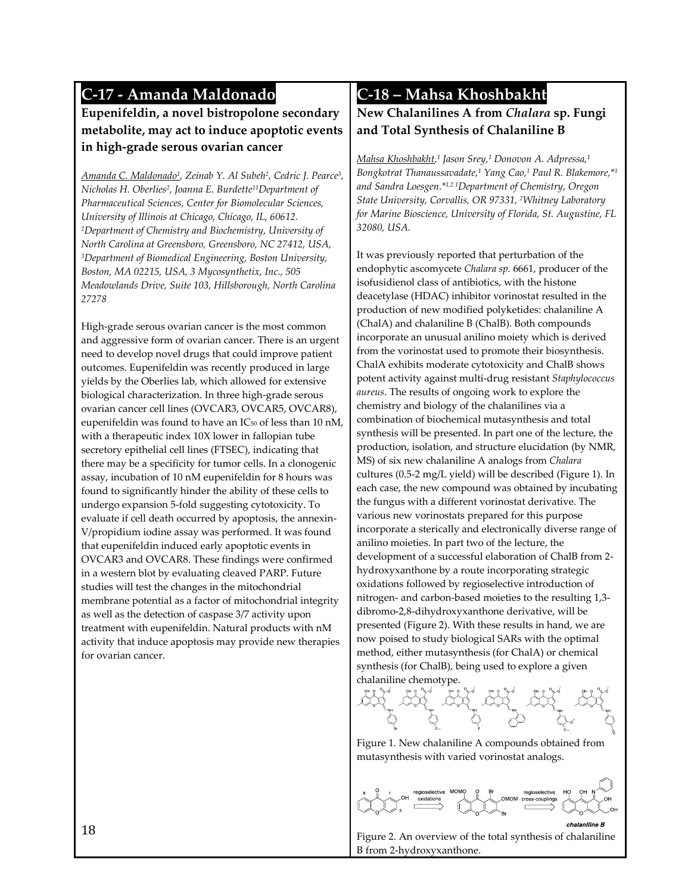# C-17 - Amanda Maldonado

## Eupenifeldin, a novel bistropolone secondary metabolite, may act to induce apoptotic events in high-grade serous ovarian cancer

*Amanda C. Maldonado[1], Zeinab Y. Al Subeh[2], Cedric J. Pearce[3], Nicholas H. Oberlies[2], Joanna E. Burdette[1] [1]Department of Pharmaceutical Sciences, Center for Biomolecular Sciences, University of Illinois at Chicago, Chicago, IL, 60612. [2]Department of Chemistry and Biochemistry, University of North Carolina at Greensboro, Greensboro, NC 27412, USA, [3]Department of Biomedical Engineering, Boston University, Boston, MA 02215, USA, 3 Mycosynthetix, Inc., 505 Meadowlands Drive, Suite 103, Hillsborough, North Carolina 27278*

High-grade serous ovarian cancer is the most common and aggressive form of ovarian cancer. There is an urgent need to develop novel drugs that could improve patient outcomes. Eupenifeldin was recently produced in large yields by the Oberlies lab, which allowed for extensive biological characterization. In three high-grade serous ovarian cancer cell lines (OVCAR3, OVCAR5, OVCAR8), eupenifeldin was found to have an $IC_{50}$ of less than 10 nM, with a therapeutic index 10X lower in fallopian tube secretory epithelial cell lines (FTSEC), indicating that there may be a specificity for tumor cells. In a clonogenic assay, incubation of 10 nM eupenifeldin for 8 hours was found to significantly hinder the ability of these cells to undergo expansion 5-fold suggesting cytotoxicity. To evaluate if cell death occurred by apoptosis, the annexin-V/propidium iodine assay was performed. It was found that eupenifeldin induced early apoptotic events in OVCAR3 and OVCAR8. These findings were confirmed in a western blot by evaluating cleaved PARP. Future studies will test the changes in the mitochondrial membrane potential as a factor of mitochondrial integrity as well as the detection of caspase 3/7 activity upon treatment with eupenifeldin. Natural products with nM activity that induce apoptosis may provide new therapies for ovarian cancer.

# C-18 – Mahsa Khoshbakht

## New Chalanilines A from *Chalara* sp. Fungi and Total Synthesis of Chalaniline B

*Mahsa Khoshbakht,[1] Jason Srey,[1] Donovon A. Adpressa,[1] Bongkotrat Thanaussavadate,[1] Yang Cao,[1] Paul R. Blakemore,*[1] and Sandra Loesgen.*[1,2] [1]Department of Chemistry, Oregon State University, Corvallis, OR 97331, [2]Whitney Laboratory for Marine Bioscience, University of Florida, St. Augustine, FL 32080, USA.*

It was previously reported that perturbation of the endophytic ascomycete *Chalara sp.* 6661, producer of the isofusidienol class of antibiotics, with the histone deacetylase (HDAC) inhibitor vorinostat resulted in the production of new modified polyketides: chalaniline A (ChalA) and chalaniline B (ChalB). Both compounds incorporate an unusual anilino moiety which is derived from the vorinostat used to promote their biosynthesis. ChalA exhibits moderate cytotoxicity and ChalB shows potent activity against multi-drug resistant *Staphylococcus aureus*. The results of ongoing work to explore the chemistry and biology of the chalanilines via a combination of biochemical mutasynthesis and total synthesis will be presented. In part one of the lecture, the production, isolation, and structure elucidation (by NMR, MS) of six new chalaniline A analogs from *Chalara* cultures (0.5-2 mg/L yield) will be described (Figure 1). In each case, the new compound was obtained by incubating the fungus with a different vorinostat derivative. The various new vorinostats prepared for this purpose incorporate a sterically and electronically diverse range of anilino moieties. In part two of the lecture, the development of a successful elaboration of ChalB from 2-hydroxyxanthone by a route incorporating strategic oxidations followed by regioselective introduction of nitrogen- and carbon-based moieties to the resulting 1,3-dibromo-2,8-dihydroxyxanthone derivative, will be presented (Figure 2). With these results in hand, we are now poised to study biological SARs with the optimal method, either mutasynthesis (for ChalA) or chemical synthesis (for ChalB), being used to explore a given chalaniline chemotype.

Figure 1. New chalaniline A compounds obtained from mutasynthesis with varied vorinostat analogs.

Figure 2. An overview of the total synthesis of chalaniline B from 2-hydroxyxanthone.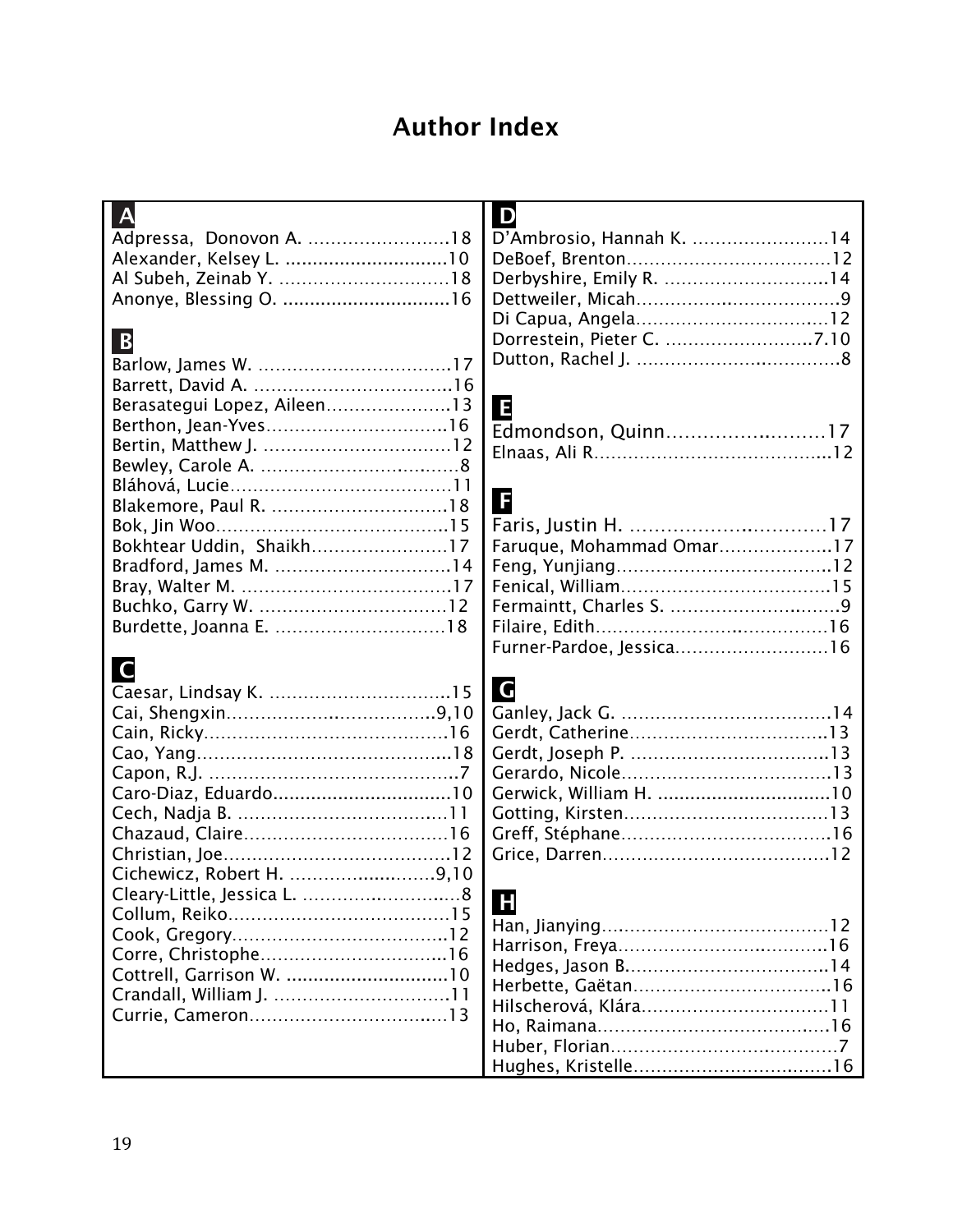# Author Index

## A

Adpressa, Donovon A. ..........................18
Alexander, Kelsey L. ..............................10
Al Subeh, Zeinab Y. ...............................18
Anonye, Blessing O. ...............................16

## B

Barlow, James W. ..................................17
Barrett, David A. ...................................16
Berasategui Lopez, Aileen.......................13
Berthon, Jean-Yves................................16
Bertin, Matthew J. .................................12
Bewley, Carole A. ....................................8
Bláhová, Lucie.......................................11
Blakemore, Paul R. ...............................18
Bok, Jin Woo.........................................15
Bokhtear Uddin, Shaikh........................17
Bradford, James M. ................................14
Bray, Walter M. .....................................17
Buchko, Garry W. .................................12
Burdette, Joanna E. ..............................18

## C

Caesar, Lindsay K. ................................15
Cai, Shengxin.....................................9,10
Cain, Ricky...........................................16
Cao, Yang.............................................18
Capon, R.J. ............................................7
Caro-Diaz, Eduardo................................10
Cech, Nadja B. .....................................11
Chazaud, Claire.....................................16
Christian, Joe........................................12
Cichewicz, Robert H. ........................9,10
Cleary-Little, Jessica L. ...........................8
Collum, Reiko........................................15
Cook, Gregory.......................................12
Corre, Christophe..................................16
Cottrell, Garrison W. ..............................10
Crandall, William J. ...............................11
Currie, Cameron....................................13

## D

D'Ambrosio, Hannah K. ........................14
DeBoef, Brenton....................................12
Derbyshire, Emily R. .............................14
Dettweiler, Micah....................................9
Di Capua, Angela...................................12
Dorrestein, Pieter C. ..........................7.10
Dutton, Rachel J. ....................................8

## E

Edmondson, Quinn...............................17
Elnaas, Ali R..........................................12

## F

Faris, Justin H. .....................................17
Faruque, Mohammad Omar....................17
Feng, Yunjiang.......................................12
Fenical, William.....................................15
Fermaintt, Charles S. ..............................9
Filaire, Edith.........................................16
Furner-Pardoe, Jessica...........................16

## G

Ganley, Jack G. .....................................14
Gerdt, Catherine....................................13
Gerdt, Joseph P. ...................................13
Gerardo, Nicole.....................................13
Gerwick, William H. ..............................10
Gotting, Kirsten.....................................13
Greff, Stéphane.....................................16
Grice, Darren........................................12

## H

Han, Jianying........................................12
Harrison, Freya......................................16
Hedges, Jason B.....................................14
Herbette, Gaëtan...................................16
Hilscherová, Klára.................................11
Ho, Raimana..........................................16
Huber, Florian.........................................7
Hughes, Kristelle...................................16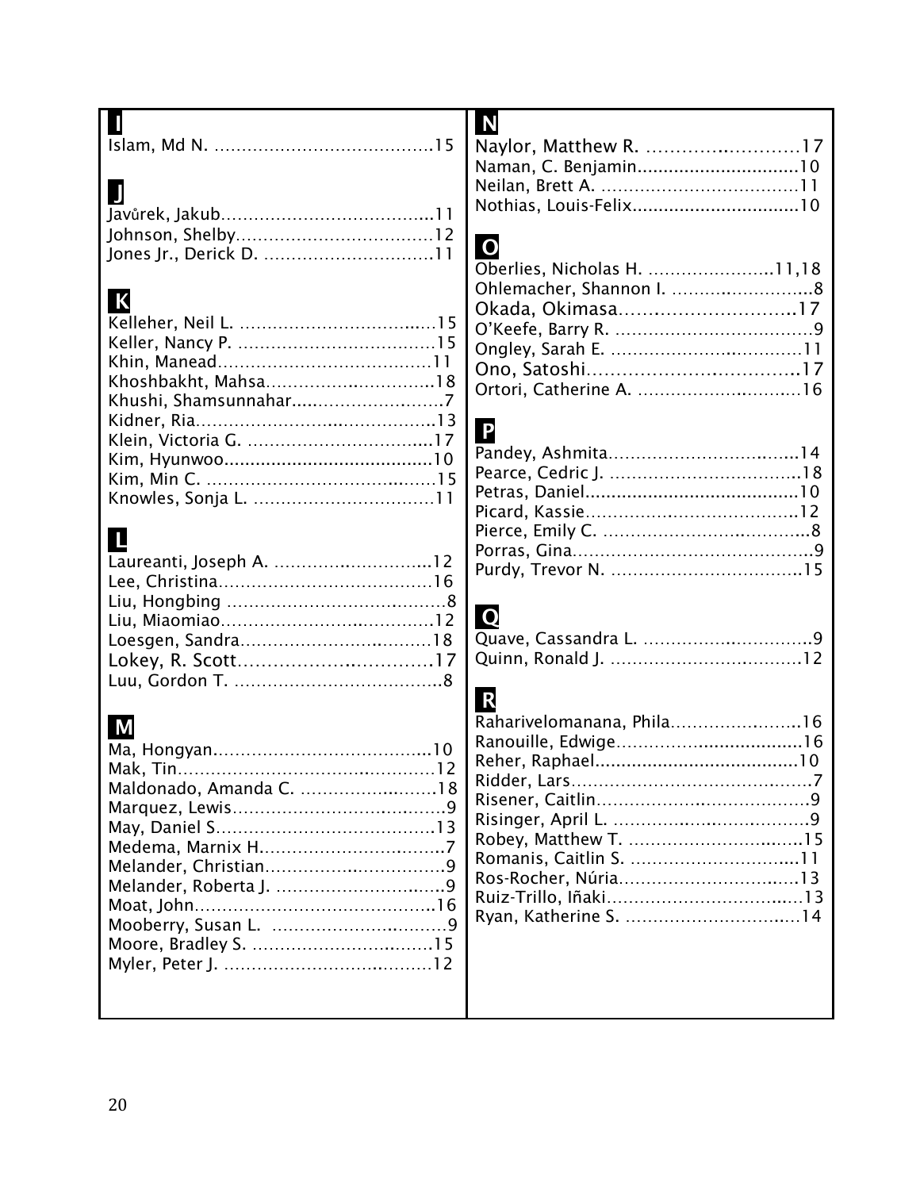## I

Islam, Md N. ........................................15

## J

Javůrek, Jakub........................................11
Johnson, Shelby....................................12
Jones Jr., Derick D. ................................11

## K

Kelleher, Neil L. ....................................15
Keller, Nancy P. .....................................15
Khin, Manead........................................11
Khoshbakht, Mahsa................................18
Khushi, Shamsunnahar...........................7
Kidner, Ria.............................................13
Klein, Victoria G. ...................................17
Kim, Hyunwoo.........................................10
Kim, Min C. ............................................15
Knowles, Sonja L. ..................................11

## L

Laureanti, Joseph A. ..............................12
Lee, Christina........................................16
Liu, Hongbing ..........................................8
Liu, Miaomiao........................................12
Loesgen, Sandra....................................18
Lokey, R. Scott.....................................17
Luu, Gordon T. .......................................8

## M

Ma, Hongyan.........................................10
Mak, Tin..................................................12
Maldonado, Amanda C. ..........................18
Marquez, Lewis.........................................9
May, Daniel S.........................................13
Medema, Marnix H....................................7
Melander, Christian..................................9
Melander, Roberta J. ................................9
Moat, John..............................................16
Mooberry, Susan L. ..................................9
Moore, Bradley S. ...................................15
Myler, Peter J. ........................................12

## N

Naylor, Matthew R. ..........................17
Naman, C. Benjamin...............................10
Neilan, Brett A. .......................................11
Nothias, Louis-Felix.................................10

## O

Oberlies, Nicholas H. .......................11,18
Ohlemacher, Shannon I. ..........................8
Okada, Okimasa..............................17
O'Keefe, Barry R. ......................................9
Ongley, Sarah E. .....................................11
Ono, Satoshi.......................................17
Ortori, Catherine A. ................................16

## P

Pandey, Ashmita.....................................14
Pearce, Cedric J. ....................................18
Petras, Daniel..........................................10
Picard, Kassie.........................................12
Pierce, Emily C. .......................................8
Porras, Gina..............................................9
Purdy, Trevor N. .....................................15

## Q

Quave, Cassandra L. ................................9
Quinn, Ronald J. .....................................12

## R

Raharivelomanana, Phila........................16
Ranouille, Edwige....................................16
Reher, Raphael........................................10
Ridder, Lars...............................................7
Risener, Caitlin..........................................9
Risinger, April L. .......................................9
Robey, Matthew T. ..................................15
Romanis, Caitlin S. ................................11
Ros-Rocher, Núria...................................13
Ruiz-Trillo, Iñaki......................................13
Ryan, Katherine S. .................................14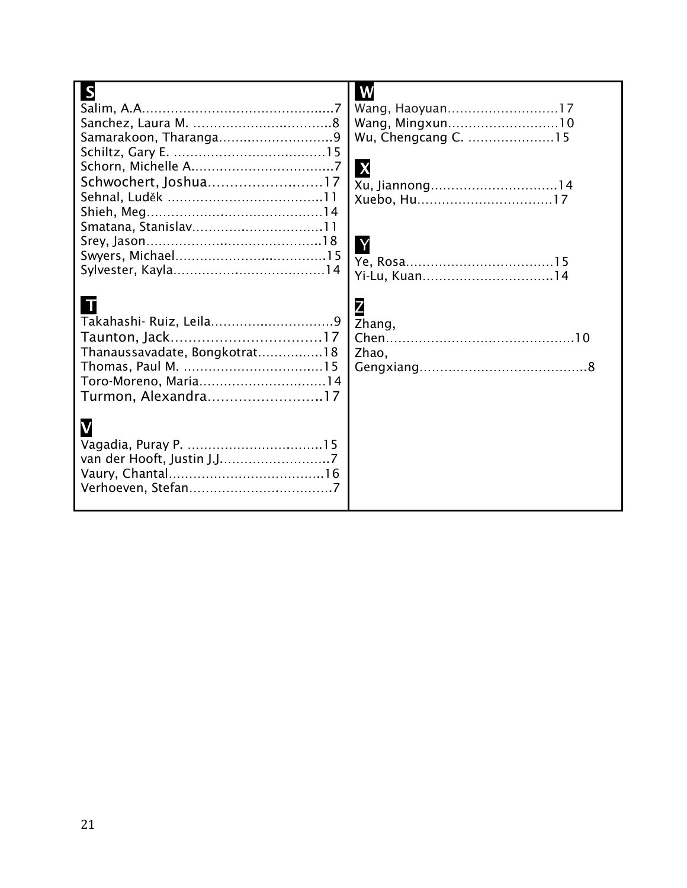## S

Salim, A.A.............................................7
Sanchez, Laura M. ..................................8
Samarakoon, Tharanga...............................9
Schiltz, Gary E. .....................................15
Schorn, Michelle A.....................................7
Schwochert, Joshua..............................17
Sehnal, Luděk .......................................11
Shieh, Meg...............................................14
Smatana, Stanislav...................................11
Srey, Jason................................................18
Swyers, Michael........................................15
Sylvester, Kayla........................................14

## T

Takahashi- Ruiz, Leila................................9
Taunton, Jack..........................................17
Thanaussavadate, Bongkotrat....................18
Thomas, Paul M. ......................................15
Toro-Moreno, Maria..................................14
Turmon, Alexandra..................................17

## V

Vagadia, Puray P. ....................................15
van der Hooft, Justin J.J...........................7
Vaury, Chantal.........................................16
Verhoeven, Stefan......................................7

## W

Wang, Haoyuan..........................17
Wang, Mingxun..........................10
Wu, Chengcang C. ....................15

## X

Xu, Jiannong...............................14
Xuebo, Hu...................................17

## Y

Ye, Rosa......................................15
Yi-Lu, Kuan.................................14

## Z

Zhang, Chen..............................................10
Zhao, Gengxiang.........................................8